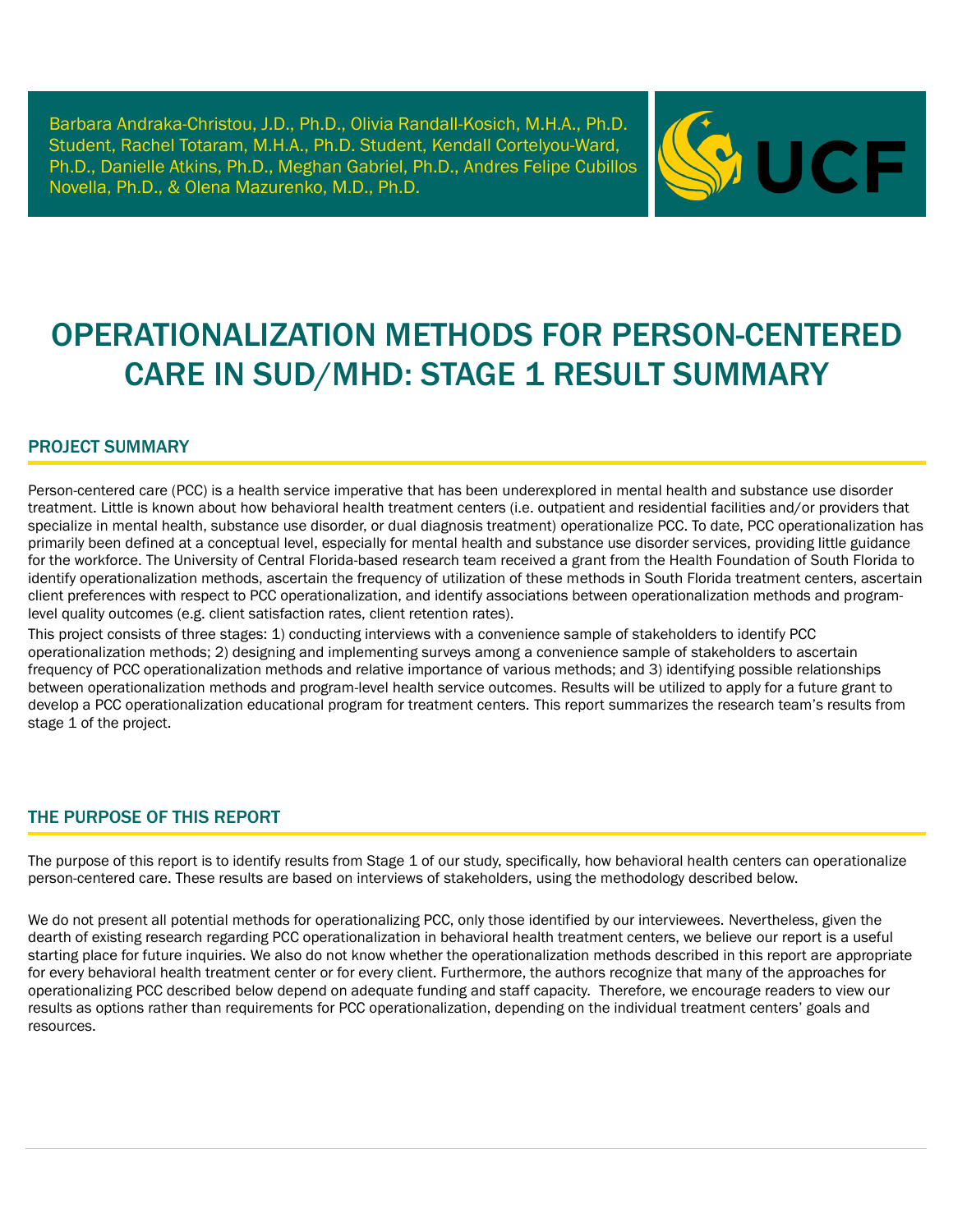Barbara Andraka-Christou, J.D., Ph.D., Olivia Randall-Kosich, M.H.A., Ph.D. Student, Rachel Totaram, M.H.A., Ph.D. Student, Kendall Cortelyou-Ward, Ph.D., Danielle Atkins, Ph.D., Meghan Gabriel, Ph.D., Andres Felipe Cubillos Novella, Ph.D., & Olena Mazurenko, M.D., Ph.D.

UCF

# OPERATIONALIZATION METHODS FOR PERSON-CENTERED CARE IN SUD/MHD: STAGE 1 RESULT SUMMARY

## PROJECT SUMMARY

Person-centered care (PCC) is a health service imperative that has been underexplored in mental health and substance use disorder treatment. Little is known about how behavioral health treatment centers (i.e. outpatient and residential facilities and/or providers that specialize in mental health, substance use disorder, or dual diagnosis treatment) operationalize PCC. To date, PCC operationalization has primarily been defined at a conceptual level, especially for mental health and substance use disorder services, providing little guidance for the workforce. The University of Central Florida-based research team received a grant from the Health Foundation of South Florida to identify operationalization methods, ascertain the frequency of utilization of these methods in South Florida treatment centers, ascertain client preferences with respect to PCC operationalization, and identify associations between operationalization methods and program-level quality outcomes (e.g. client satisfaction rates, client retention rates).

This project consists of three stages: 1) conducting interviews with a convenience sample of stakeholders to identify PCC operationalization methods; 2) designing and implementing surveys among a convenience sample of stakeholders to ascertain frequency of PCC operationalization methods and relative importance of various methods; and 3) identifying possible relationships between operationalization methods and program-level health service outcomes. Results will be utilized to apply for a future grant to develop a PCC operationalization educational program for treatment centers. This report summarizes the research team's results from stage 1 of the project.

## THE PURPOSE OF THIS REPORT

The purpose of this report is to identify results from Stage 1 of our study, specifically, how behavioral health centers can operationalize person-centered care. These results are based on interviews of stakeholders, using the methodology described below.

We do not present all potential methods for operationalizing PCC, only those identified by our interviewees. Nevertheless, given the dearth of existing research regarding PCC operationalization in behavioral health treatment centers, we believe our report is a useful starting place for future inquiries. We also do not know whether the operationalization methods described in this report are appropriate for every behavioral health treatment center or for every client. Furthermore, the authors recognize that many of the approaches for operationalizing PCC described below depend on adequate funding and staff capacity. Therefore, we encourage readers to view our results as options rather than requirements for PCC operationalization, depending on the individual treatment centers' goals and resources.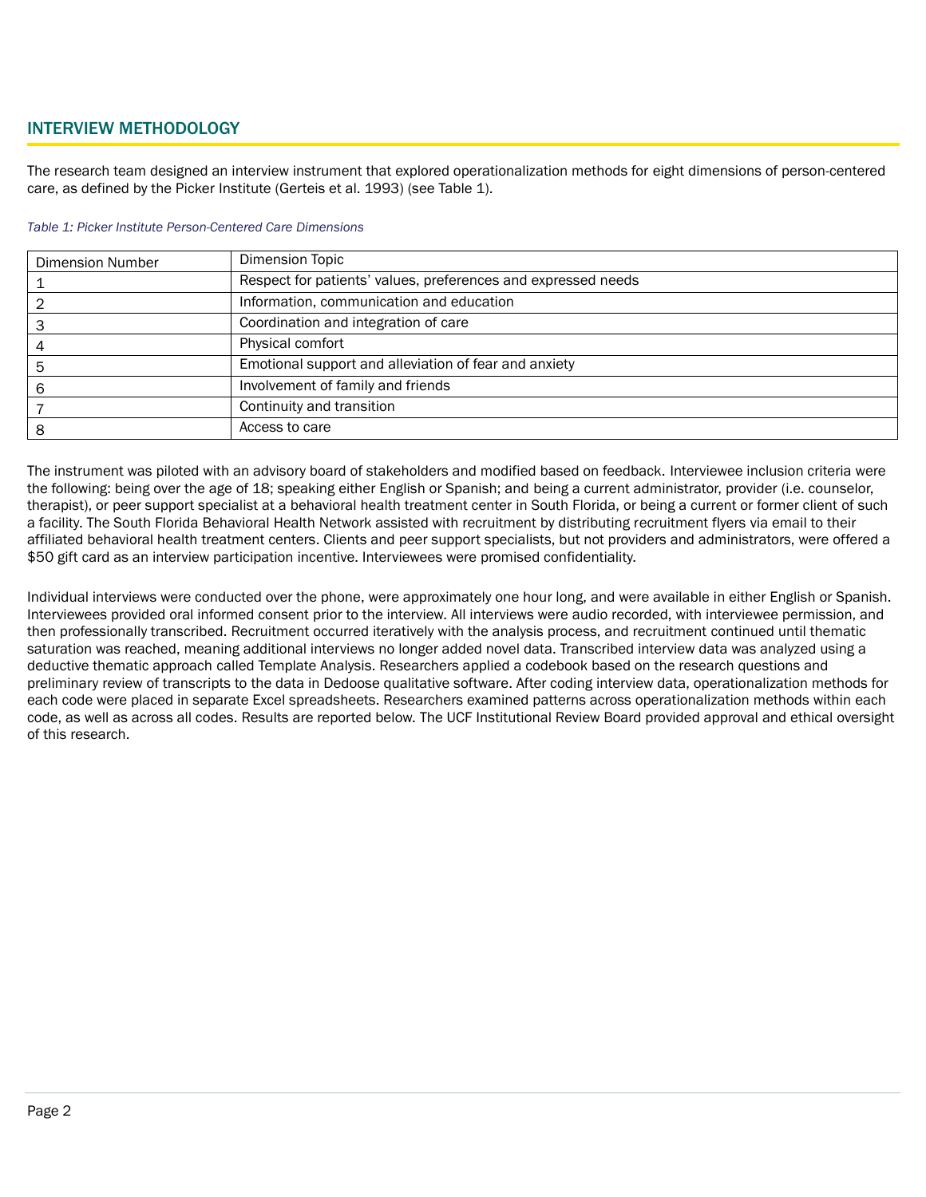## INTERVIEW METHODOLOGY

The research team designed an interview instrument that explored operationalization methods for eight dimensions of person-centered care, as defined by the Picker Institute (Gerteis et al. 1993) (see Table 1).

*Table 1: Picker Institute Person-Centered Care Dimensions*

| Dimension Number | Dimension Topic |
| --- | --- |
| 1 | Respect for patients' values, preferences and expressed needs |
| 2 | Information, communication and education |
| 3 | Coordination and integration of care |
| 4 | Physical comfort |
| 5 | Emotional support and alleviation of fear and anxiety |
| 6 | Involvement of family and friends |
| 7 | Continuity and transition |
| 8 | Access to care |

The instrument was piloted with an advisory board of stakeholders and modified based on feedback. Interviewee inclusion criteria were the following: being over the age of 18; speaking either English or Spanish; and being a current administrator, provider (i.e. counselor, therapist), or peer support specialist at a behavioral health treatment center in South Florida, or being a current or former client of such a facility. The South Florida Behavioral Health Network assisted with recruitment by distributing recruitment flyers via email to their affiliated behavioral health treatment centers. Clients and peer support specialists, but not providers and administrators, were offered a $50 gift card as an interview participation incentive. Interviewees were promised confidentiality.

Individual interviews were conducted over the phone, were approximately one hour long, and were available in either English or Spanish. Interviewees provided oral informed consent prior to the interview. All interviews were audio recorded, with interviewee permission, and then professionally transcribed. Recruitment occurred iteratively with the analysis process, and recruitment continued until thematic saturation was reached, meaning additional interviews no longer added novel data. Transcribed interview data was analyzed using a deductive thematic approach called Template Analysis. Researchers applied a codebook based on the research questions and preliminary review of transcripts to the data in Dedoose qualitative software. After coding interview data, operationalization methods for each code were placed in separate Excel spreadsheets. Researchers examined patterns across operationalization methods within each code, as well as across all codes. Results are reported below. The UCF Institutional Review Board provided approval and ethical oversight of this research.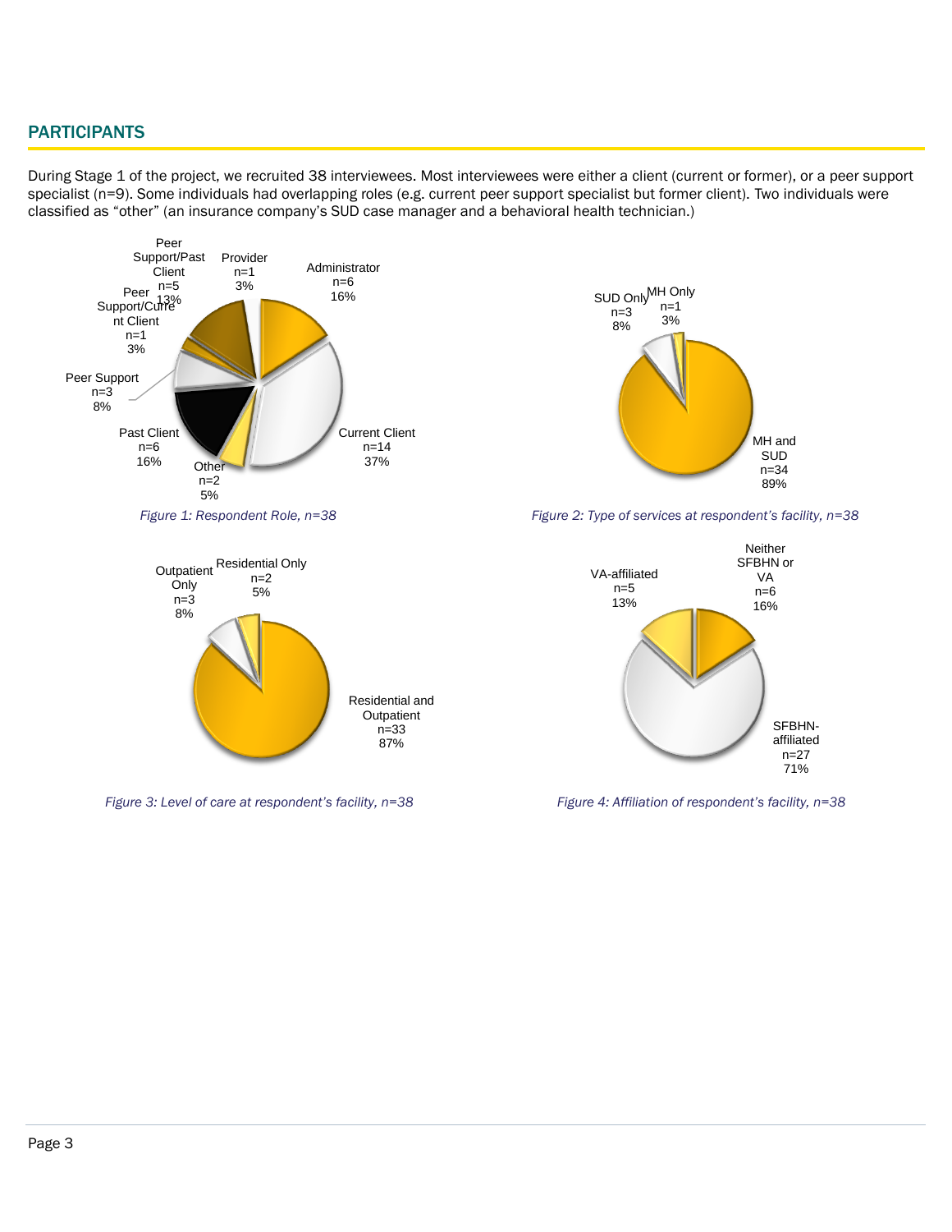## PARTICIPANTS

During Stage 1 of the project, we recruited 38 interviewees. Most interviewees were either a client (current or former), or a peer support specialist (n=9). Some individuals had overlapping roles (e.g. current peer support specialist but former client). Two individuals were classified as “other” (an insurance company’s SUD case manager and a behavioral health technician.)

| Respondent Role | n | % |
|---|---|---|
| Current Client | 14 | 37% |
| Administrator | 6 | 16% |
| Past Client | 6 | 16% |
| Peer Support/Past Client | 5 | 13% |
| Peer Support | 3 | 8% |
| Other | 2 | 5% |
| Provider | 1 | 3% |
| Peer Support/Current Client | 1 | 3% |

*Figure 1: Respondent Role, n=38*

| Type of services | n | % |
|---|---|---|
| MH and SUD | 34 | 89% |
| SUD Only | 3 | 8% |
| MH Only | 1 | 3% |

*Figure 2: Type of services at respondent’s facility, n=38*

| Level of care | n | % |
|---|---|---|
| Residential and Outpatient | 33 | 87% |
| Outpatient Only | 3 | 8% |
| Residential Only | 2 | 5% |

*Figure 3: Level of care at respondent’s facility, n=38*

| Affiliation | n | % |
|---|---|---|
| SFBHN-affiliated | 27 | 71% |
| Neither SFBHN or VA | 6 | 16% |
| VA-affiliated | 5 | 13% |

*Figure 4: Affiliation of respondent’s facility, n=38*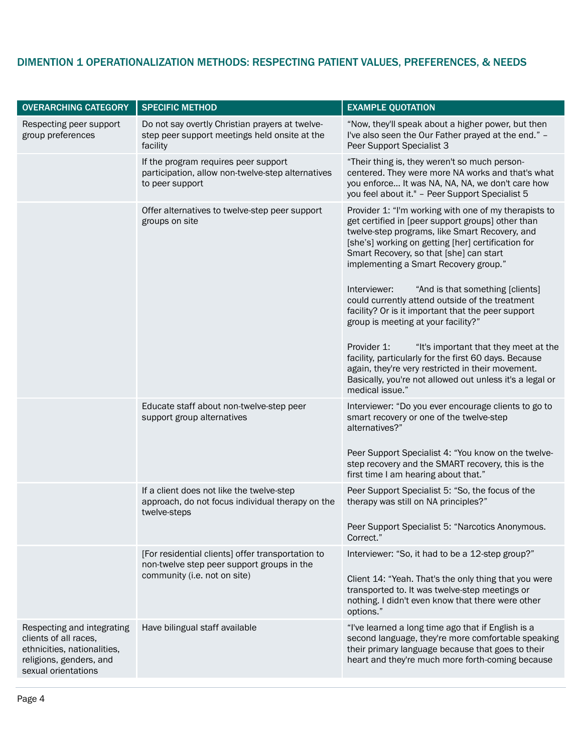## DIMENTION 1 OPERATIONALIZATION METHODS: RESPECTING PATIENT VALUES, PREFERENCES, & NEEDS

| OVERARCHING CATEGORY | SPECIFIC METHOD | EXAMPLE QUOTATION |
|---|---|---|
| Respecting peer support group preferences | Do not say overtly Christian prayers at twelve-step peer support meetings held onsite at the facility | "Now, they'll speak about a higher power, but then I've also seen the Our Father prayed at the end." – Peer Support Specialist 3 |
| | If the program requires peer support participation, allow non-twelve-step alternatives to peer support | "Their thing is, they weren't so much person-centered. They were more NA works and that's what you enforce… It was NA, NA, NA, we don't care how you feel about it." – Peer Support Specialist 5 |
| | Offer alternatives to twelve-step peer support groups on site | Provider 1: "I'm working with one of my therapists to get certified in [peer support groups] other than twelve-step programs, like Smart Recovery, and [she's] working on getting [her] certification for Smart Recovery, so that [she] can start implementing a Smart Recovery group."<br><br>Interviewer: "And is that something [clients] could currently attend outside of the treatment facility? Or is it important that the peer support group is meeting at your facility?"<br><br>Provider 1: "It's important that they meet at the facility, particularly for the first 60 days. Because again, they're very restricted in their movement. Basically, you're not allowed out unless it's a legal or medical issue." |
| | Educate staff about non-twelve-step peer support group alternatives | Interviewer: "Do you ever encourage clients to go to smart recovery or one of the twelve-step alternatives?"<br><br>Peer Support Specialist 4: "You know on the twelve-step recovery and the SMART recovery, this is the first time I am hearing about that." |
| | If a client does not like the twelve-step approach, do not focus individual therapy on the twelve-steps | Peer Support Specialist 5: "So, the focus of the therapy was still on NA principles?"<br><br>Peer Support Specialist 5: "Narcotics Anonymous. Correct." |
| | [For residential clients] offer transportation to non-twelve step peer support groups in the community (i.e. not on site) | Interviewer: "So, it had to be a 12-step group?"<br><br>Client 14: "Yeah. That's the only thing that you were transported to. It was twelve-step meetings or nothing. I didn't even know that there were other options." |
| Respecting and integrating clients of all races, ethnicities, nationalities, religions, genders, and sexual orientations | Have bilingual staff available | "I've learned a long time ago that if English is a second language, they're more comfortable speaking their primary language because that goes to their heart and they're much more forth-coming because |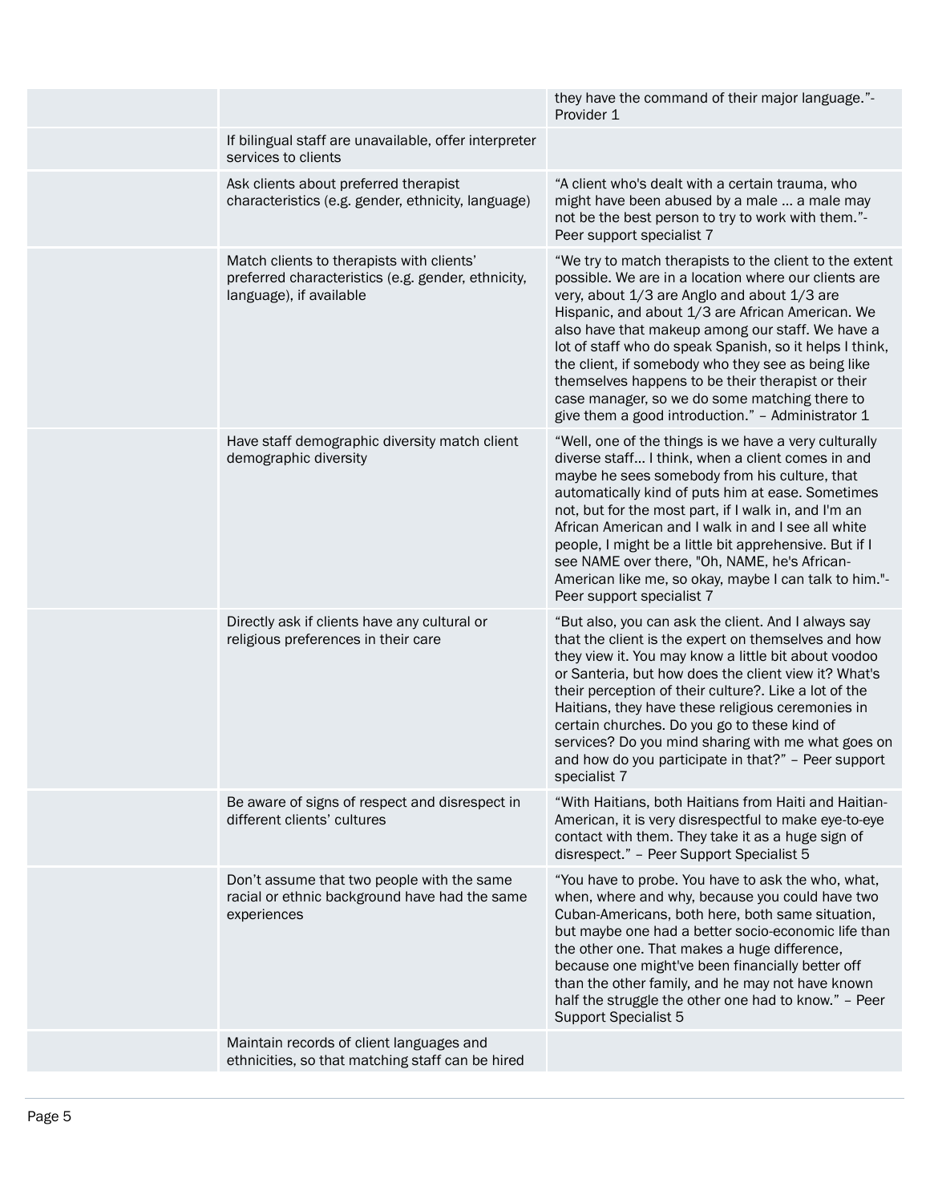| | | |
|---|---|---|
| | | they have the command of their major language."- Provider 1 |
| | If bilingual staff are unavailable, offer interpreter services to clients | |
| | Ask clients about preferred therapist characteristics (e.g. gender, ethnicity, language) | "A client who's dealt with a certain trauma, who might have been abused by a male ... a male may not be the best person to try to work with them."- Peer support specialist 7 |
| | Match clients to therapists with clients' preferred characteristics (e.g. gender, ethnicity, language), if available | "We try to match therapists to the client to the extent possible. We are in a location where our clients are very, about 1/3 are Anglo and about 1/3 are Hispanic, and about 1/3 are African American. We also have that makeup among our staff. We have a lot of staff who do speak Spanish, so it helps I think, the client, if somebody who they see as being like themselves happens to be their therapist or their case manager, so we do some matching there to give them a good introduction." – Administrator 1 |
| | Have staff demographic diversity match client demographic diversity | "Well, one of the things is we have a very culturally diverse staff... I think, when a client comes in and maybe he sees somebody from his culture, that automatically kind of puts him at ease. Sometimes not, but for the most part, if I walk in, and I'm an African American and I walk in and I see all white people, I might be a little bit apprehensive. But if I see NAME over there, "Oh, NAME, he's African-American like me, so okay, maybe I can talk to him."- Peer support specialist 7 |
| | Directly ask if clients have any cultural or religious preferences in their care | "But also, you can ask the client. And I always say that the client is the expert on themselves and how they view it. You may know a little bit about voodoo or Santeria, but how does the client view it? What's their perception of their culture?. Like a lot of the Haitians, they have these religious ceremonies in certain churches. Do you go to these kind of services? Do you mind sharing with me what goes on and how do you participate in that?" – Peer support specialist 7 |
| | Be aware of signs of respect and disrespect in different clients' cultures | "With Haitians, both Haitians from Haiti and Haitian-American, it is very disrespectful to make eye-to-eye contact with them. They take it as a huge sign of disrespect." – Peer Support Specialist 5 |
| | Don't assume that two people with the same racial or ethnic background have had the same experiences | "You have to probe. You have to ask the who, what, when, where and why, because you could have two Cuban-Americans, both here, both same situation, but maybe one had a better socio-economic life than the other one. That makes a huge difference, because one might've been financially better off than the other family, and he may not have known half the struggle the other one had to know." – Peer Support Specialist 5 |
| | Maintain records of client languages and ethnicities, so that matching staff can be hired | |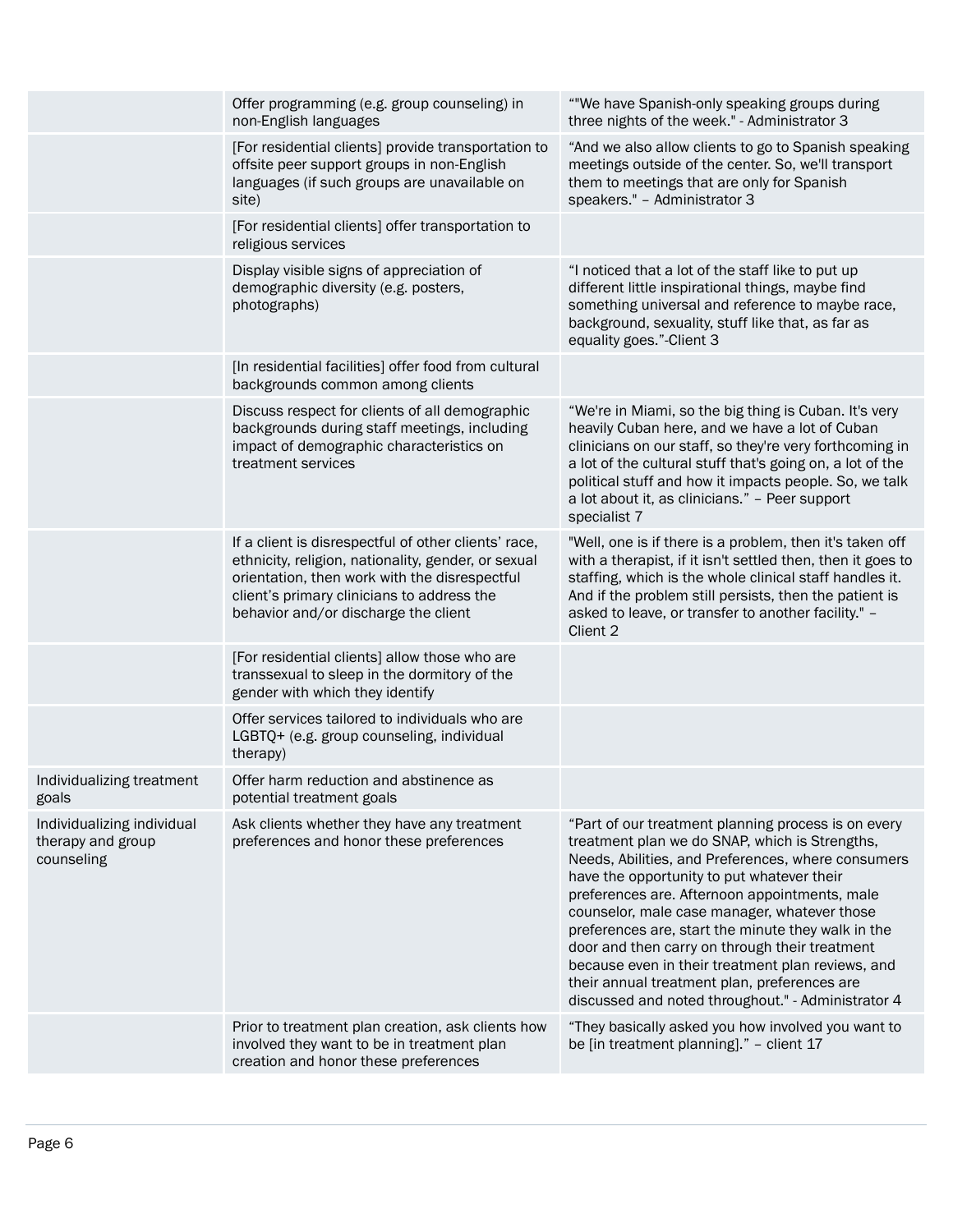| | | |
|---|---|---|
| | Offer programming (e.g. group counseling) in non-English languages | ""We have Spanish-only speaking groups during three nights of the week." - Administrator 3 |
| | [For residential clients] provide transportation to offsite peer support groups in non-English languages (if such groups are unavailable on site) | "And we also allow clients to go to Spanish speaking meetings outside of the center. So, we'll transport them to meetings that are only for Spanish speakers." – Administrator 3 |
| | [For residential clients] offer transportation to religious services | |
| | Display visible signs of appreciation of demographic diversity (e.g. posters, photographs) | "I noticed that a lot of the staff like to put up different little inspirational things, maybe find something universal and reference to maybe race, background, sexuality, stuff like that, as far as equality goes."-Client 3 |
| | [In residential facilities] offer food from cultural backgrounds common among clients | |
| | Discuss respect for clients of all demographic backgrounds during staff meetings, including impact of demographic characteristics on treatment services | "We're in Miami, so the big thing is Cuban. It's very heavily Cuban here, and we have a lot of Cuban clinicians on our staff, so they're very forthcoming in a lot of the cultural stuff that's going on, a lot of the political stuff and how it impacts people. So, we talk a lot about it, as clinicians." – Peer support specialist 7 |
| | If a client is disrespectful of other clients' race, ethnicity, religion, nationality, gender, or sexual orientation, then work with the disrespectful client's primary clinicians to address the behavior and/or discharge the client | "Well, one is if there is a problem, then it's taken off with a therapist, if it isn't settled then, then it goes to staffing, which is the whole clinical staff handles it. And if the problem still persists, then the patient is asked to leave, or transfer to another facility." – Client 2 |
| | [For residential clients] allow those who are transsexual to sleep in the dormitory of the gender with which they identify | |
| | Offer services tailored to individuals who are LGBTQ+ (e.g. group counseling, individual therapy) | |
| Individualizing treatment goals | Offer harm reduction and abstinence as potential treatment goals | |
| Individualizing individual therapy and group counseling | Ask clients whether they have any treatment preferences and honor these preferences | "Part of our treatment planning process is on every treatment plan we do SNAP, which is Strengths, Needs, Abilities, and Preferences, where consumers have the opportunity to put whatever their preferences are. Afternoon appointments, male counselor, male case manager, whatever those preferences are, start the minute they walk in the door and then carry on through their treatment because even in their treatment plan reviews, and their annual treatment plan, preferences are discussed and noted throughout." - Administrator 4 |
| | Prior to treatment plan creation, ask clients how involved they want to be in treatment plan creation and honor these preferences | "They basically asked you how involved you want to be [in treatment planning]." – client 17 |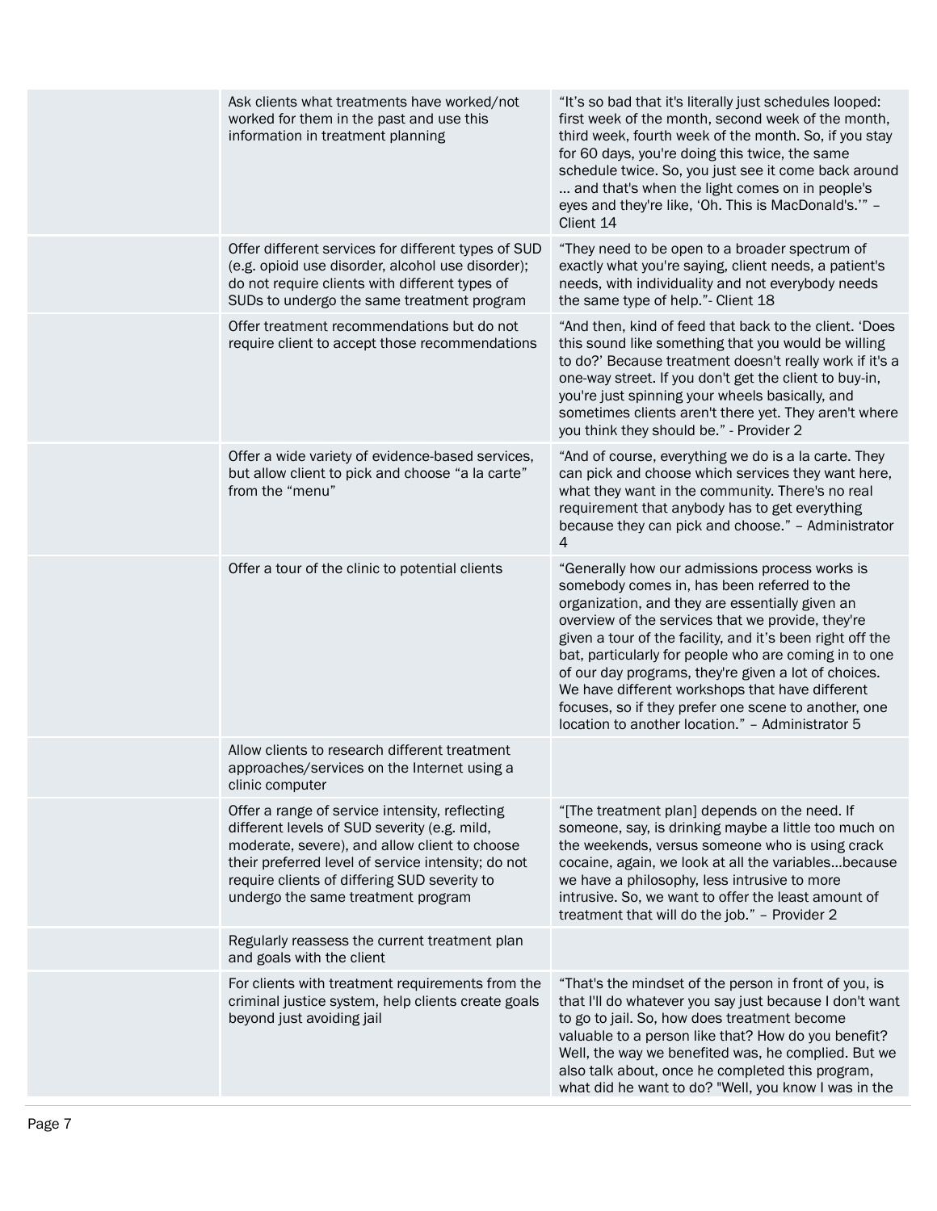| | | |
|---|---|---|
| | Ask clients what treatments have worked/not worked for them in the past and use this information in treatment planning | "It's so bad that it's literally just schedules looped: first week of the month, second week of the month, third week, fourth week of the month. So, if you stay for 60 days, you're doing this twice, the same schedule twice. So, you just see it come back around … and that's when the light comes on in people's eyes and they're like, 'Oh. This is MacDonald's.'" – Client 14 |
| | Offer different services for different types of SUD (e.g. opioid use disorder, alcohol use disorder); do not require clients with different types of SUDs to undergo the same treatment program | "They need to be open to a broader spectrum of exactly what you're saying, client needs, a patient's needs, with individuality and not everybody needs the same type of help."- Client 18 |
| | Offer treatment recommendations but do not require client to accept those recommendations | "And then, kind of feed that back to the client. 'Does this sound like something that you would be willing to do?' Because treatment doesn't really work if it's a one-way street. If you don't get the client to buy-in, you're just spinning your wheels basically, and sometimes clients aren't there yet. They aren't where you think they should be." - Provider 2 |
| | Offer a wide variety of evidence-based services, but allow client to pick and choose "a la carte" from the "menu" | "And of course, everything we do is a la carte. They can pick and choose which services they want here, what they want in the community. There's no real requirement that anybody has to get everything because they can pick and choose." – Administrator 4 |
| | Offer a tour of the clinic to potential clients | "Generally how our admissions process works is somebody comes in, has been referred to the organization, and they are essentially given an overview of the services that we provide, they're given a tour of the facility, and it's been right off the bat, particularly for people who are coming in to one of our day programs, they're given a lot of choices. We have different workshops that have different focuses, so if they prefer one scene to another, one location to another location." – Administrator 5 |
| | Allow clients to research different treatment approaches/services on the Internet using a clinic computer | |
| | Offer a range of service intensity, reflecting different levels of SUD severity (e.g. mild, moderate, severe), and allow client to choose their preferred level of service intensity; do not require clients of differing SUD severity to undergo the same treatment program | "[The treatment plan] depends on the need. If someone, say, is drinking maybe a little too much on the weekends, versus someone who is using crack cocaine, again, we look at all the variables…because we have a philosophy, less intrusive to more intrusive. So, we want to offer the least amount of treatment that will do the job." – Provider 2 |
| | Regularly reassess the current treatment plan and goals with the client | |
| | For clients with treatment requirements from the criminal justice system, help clients create goals beyond just avoiding jail | "That's the mindset of the person in front of you, is that I'll do whatever you say just because I don't want to go to jail. So, how does treatment become valuable to a person like that? How do you benefit? Well, the way we benefited was, he complied. But we also talk about, once he completed this program, what did he want to do? "Well, you know I was in the |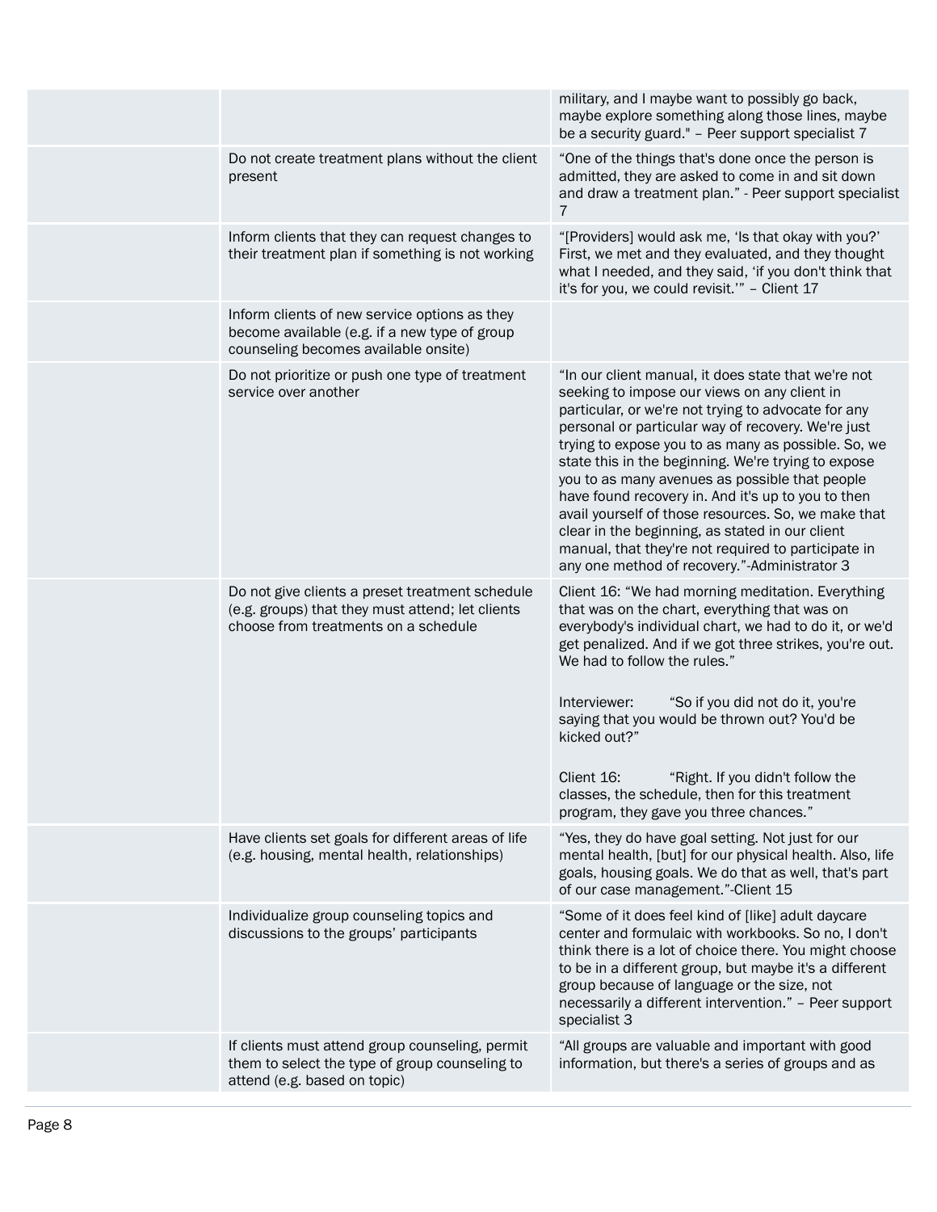| | | |
|---|---|---|
| | | military, and I maybe want to possibly go back, maybe explore something along those lines, maybe be a security guard." – Peer support specialist 7 |
| | Do not create treatment plans without the client present | "One of the things that's done once the person is admitted, they are asked to come in and sit down and draw a treatment plan." - Peer support specialist 7 |
| | Inform clients that they can request changes to their treatment plan if something is not working | "[Providers] would ask me, 'Is that okay with you?' First, we met and they evaluated, and they thought what I needed, and they said, 'if you don't think that it's for you, we could revisit.'" – Client 17 |
| | Inform clients of new service options as they become available (e.g. if a new type of group counseling becomes available onsite) | |
| | Do not prioritize or push one type of treatment service over another | "In our client manual, it does state that we're not seeking to impose our views on any client in particular, or we're not trying to advocate for any personal or particular way of recovery. We're just trying to expose you to as many as possible. So, we state this in the beginning. We're trying to expose you to as many avenues as possible that people have found recovery in. And it's up to you to then avail yourself of those resources. So, we make that clear in the beginning, as stated in our client manual, that they're not required to participate in any one method of recovery."-Administrator 3 |
| | Do not give clients a preset treatment schedule (e.g. groups) that they must attend; let clients choose from treatments on a schedule | Client 16: "We had morning meditation. Everything that was on the chart, everything that was on everybody's individual chart, we had to do it, or we'd get penalized. And if we got three strikes, you're out. We had to follow the rules." <br><br> Interviewer: "So if you did not do it, you're saying that you would be thrown out? You'd be kicked out?" <br><br> Client 16: "Right. If you didn't follow the classes, the schedule, then for this treatment program, they gave you three chances." |
| | Have clients set goals for different areas of life (e.g. housing, mental health, relationships) | "Yes, they do have goal setting. Not just for our mental health, [but] for our physical health. Also, life goals, housing goals. We do that as well, that's part of our case management."-Client 15 |
| | Individualize group counseling topics and discussions to the groups' participants | "Some of it does feel kind of [like] adult daycare center and formulaic with workbooks. So no, I don't think there is a lot of choice there. You might choose to be in a different group, but maybe it's a different group because of language or the size, not necessarily a different intervention." – Peer support specialist 3 |
| | If clients must attend group counseling, permit them to select the type of group counseling to attend (e.g. based on topic) | "All groups are valuable and important with good information, but there's a series of groups and as |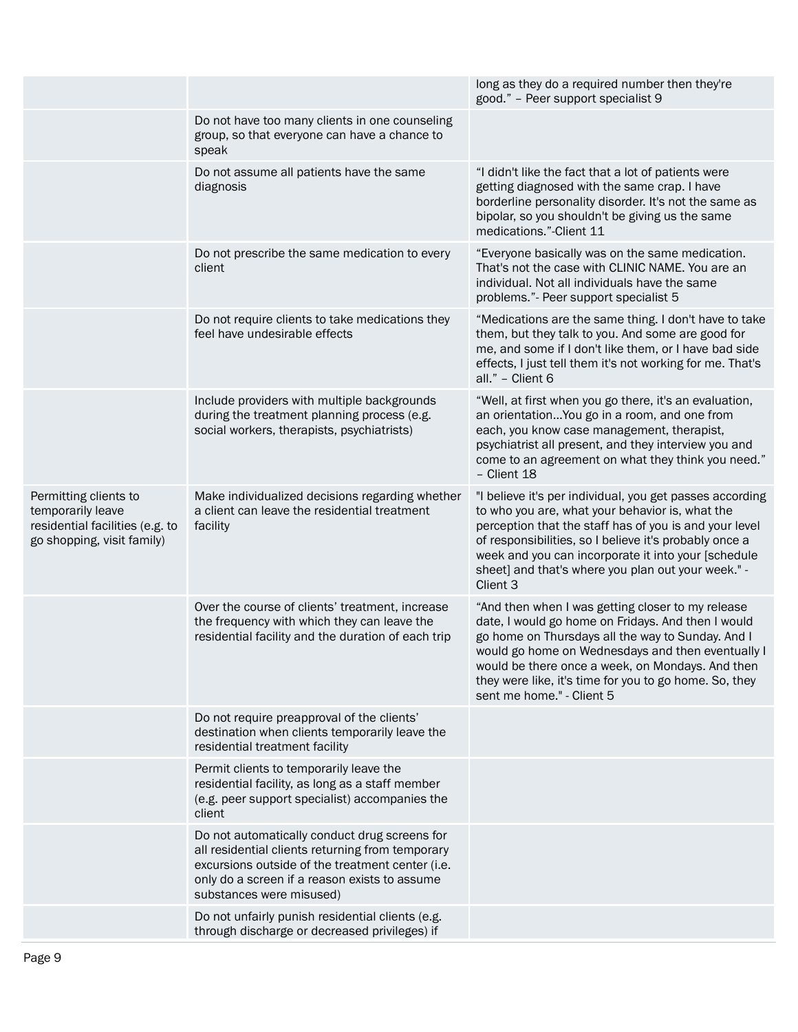| | | |
|---|---|---|
| | | long as they do a required number then they're good." – Peer support specialist 9 |
| | Do not have too many clients in one counseling group, so that everyone can have a chance to speak | |
| | Do not assume all patients have the same diagnosis | "I didn't like the fact that a lot of patients were getting diagnosed with the same crap. I have borderline personality disorder. It's not the same as bipolar, so you shouldn't be giving us the same medications."-Client 11 |
| | Do not prescribe the same medication to every client | "Everyone basically was on the same medication. That's not the case with CLINIC NAME. You are an individual. Not all individuals have the same problems."- Peer support specialist 5 |
| | Do not require clients to take medications they feel have undesirable effects | "Medications are the same thing. I don't have to take them, but they talk to you. And some are good for me, and some if I don't like them, or I have bad side effects, I just tell them it's not working for me. That's all." – Client 6 |
| | Include providers with multiple backgrounds during the treatment planning process (e.g. social workers, therapists, psychiatrists) | "Well, at first when you go there, it's an evaluation, an orientation...You go in a room, and one from each, you know case management, therapist, psychiatrist all present, and they interview you and come to an agreement on what they think you need." – Client 18 |
| Permitting clients to temporarily leave residential facilities (e.g. to go shopping, visit family) | Make individualized decisions regarding whether a client can leave the residential treatment facility | "I believe it's per individual, you get passes according to who you are, what your behavior is, what the perception that the staff has of you is and your level of responsibilities, so I believe it's probably once a week and you can incorporate it into your [schedule sheet] and that's where you plan out your week." - Client 3 |
| | Over the course of clients' treatment, increase the frequency with which they can leave the residential facility and the duration of each trip | "And then when I was getting closer to my release date, I would go home on Fridays. And then I would go home on Thursdays all the way to Sunday. And I would go home on Wednesdays and then eventually I would be there once a week, on Mondays. And then they were like, it's time for you to go home. So, they sent me home." - Client 5 |
| | Do not require preapproval of the clients' destination when clients temporarily leave the residential treatment facility | |
| | Permit clients to temporarily leave the residential facility, as long as a staff member (e.g. peer support specialist) accompanies the client | |
| | Do not automatically conduct drug screens for all residential clients returning from temporary excursions outside of the treatment center (i.e. only do a screen if a reason exists to assume substances were misused) | |
| | Do not unfairly punish residential clients (e.g. through discharge or decreased privileges) if | |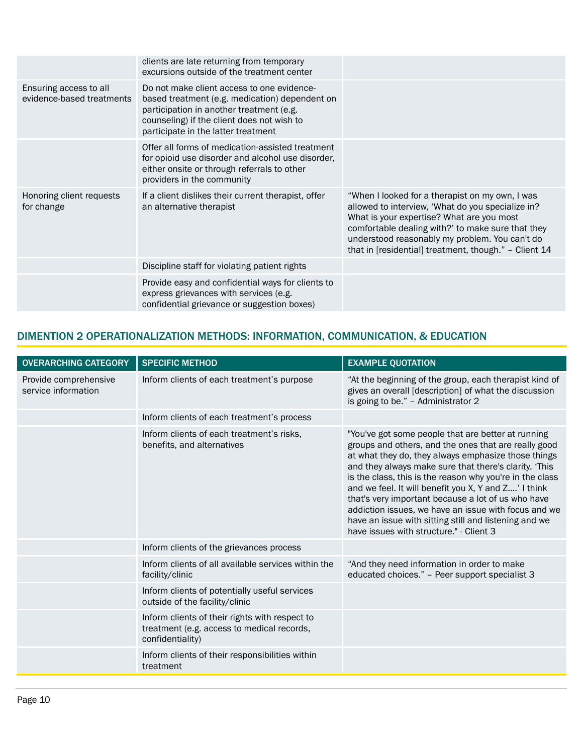| | | |
|---|---|---|
| | clients are late returning from temporary excursions outside of the treatment center | |
| Ensuring access to all evidence-based treatments | Do not make client access to one evidence-based treatment (e.g. medication) dependent on participation in another treatment (e.g. counseling) if the client does not wish to participate in the latter treatment | |
| | Offer all forms of medication-assisted treatment for opioid use disorder and alcohol use disorder, either onsite or through referrals to other providers in the community | |
| Honoring client requests for change | If a client dislikes their current therapist, offer an alternative therapist | "When I looked for a therapist on my own, I was allowed to interview, 'What do you specialize in? What is your expertise? What are you most comfortable dealing with?' to make sure that they understood reasonably my problem. You can't do that in [residential] treatment, though." – Client 14 |
| | Discipline staff for violating patient rights | |
| | Provide easy and confidential ways for clients to express grievances with services (e.g. confidential grievance or suggestion boxes) | |

## DIMENTION 2 OPERATIONALIZATION METHODS: INFORMATION, COMMUNICATION, & EDUCATION

| OVERARCHING CATEGORY | SPECIFIC METHOD | EXAMPLE QUOTATION |
|---|---|---|
| Provide comprehensive service information | Inform clients of each treatment's purpose | "At the beginning of the group, each therapist kind of gives an overall [description] of what the discussion is going to be." – Administrator 2 |
| | Inform clients of each treatment's process | |
| | Inform clients of each treatment's risks, benefits, and alternatives | "You've got some people that are better at running groups and others, and the ones that are really good at what they do, they always emphasize those things and they always make sure that there's clarity. 'This is the class, this is the reason why you're in the class and we feel. It will benefit you X, Y and Z….' I think that's very important because a lot of us who have addiction issues, we have an issue with focus and we have an issue with sitting still and listening and we have issues with structure." - Client 3 |
| | Inform clients of the grievances process | |
| | Inform clients of all available services within the facility/clinic | "And they need information in order to make educated choices." – Peer support specialist 3 |
| | Inform clients of potentially useful services outside of the facility/clinic | |
| | Inform clients of their rights with respect to treatment (e.g. access to medical records, confidentiality) | |
| | Inform clients of their responsibilities within treatment | |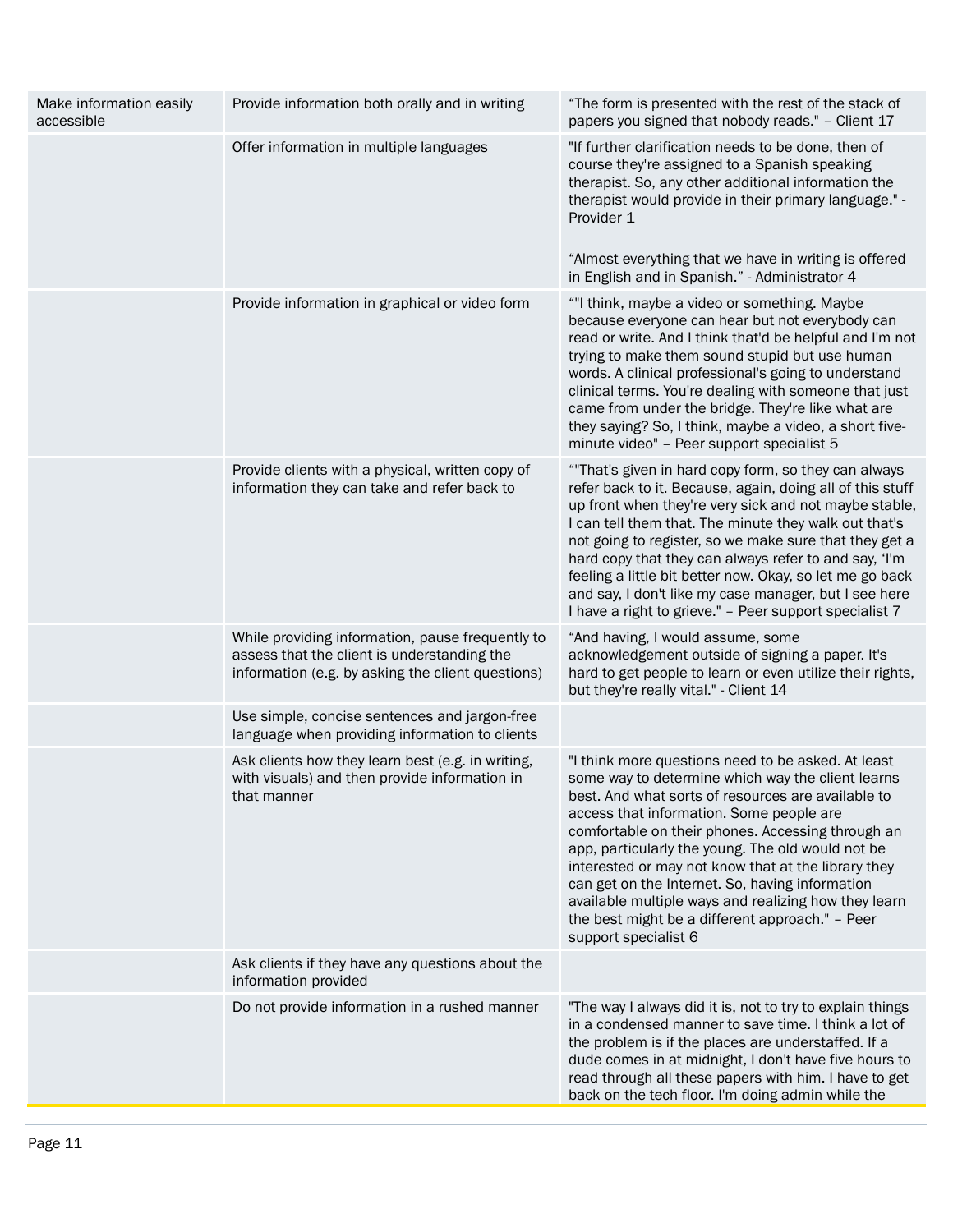| | | |
|---|---|---|
| Make information easily accessible | Provide information both orally and in writing | "The form is presented with the rest of the stack of papers you signed that nobody reads." – Client 17 |
| | Offer information in multiple languages | "If further clarification needs to be done, then of course they're assigned to a Spanish speaking therapist. So, any other additional information the therapist would provide in their primary language." - Provider 1<br><br>"Almost everything that we have in writing is offered in English and in Spanish." - Administrator 4 |
| | Provide information in graphical or video form | ""I think, maybe a video or something. Maybe because everyone can hear but not everybody can read or write. And I think that'd be helpful and I'm not trying to make them sound stupid but use human words. A clinical professional's going to understand clinical terms. You're dealing with someone that just came from under the bridge. They're like what are they saying? So, I think, maybe a video, a short five-minute video" – Peer support specialist 5 |
| | Provide clients with a physical, written copy of information they can take and refer back to | ""That's given in hard copy form, so they can always refer back to it. Because, again, doing all of this stuff up front when they're very sick and not maybe stable, I can tell them that. The minute they walk out that's not going to register, so we make sure that they get a hard copy that they can always refer to and say, 'I'm feeling a little bit better now. Okay, so let me go back and say, I don't like my case manager, but I see here I have a right to grieve." – Peer support specialist 7 |
| | While providing information, pause frequently to assess that the client is understanding the information (e.g. by asking the client questions) | "And having, I would assume, some acknowledgement outside of signing a paper. It's hard to get people to learn or even utilize their rights, but they're really vital." - Client 14 |
| | Use simple, concise sentences and jargon-free language when providing information to clients | |
| | Ask clients how they learn best (e.g. in writing, with visuals) and then provide information in that manner | "I think more questions need to be asked. At least some way to determine which way the client learns best. And what sorts of resources are available to access that information. Some people are comfortable on their phones. Accessing through an app, particularly the young. The old would not be interested or may not know that at the library they can get on the Internet. So, having information available multiple ways and realizing how they learn the best might be a different approach." – Peer support specialist 6 |
| | Ask clients if they have any questions about the information provided | |
| | Do not provide information in a rushed manner | "The way I always did it is, not to try to explain things in a condensed manner to save time. I think a lot of the problem is if the places are understaffed. If a dude comes in at midnight, I don't have five hours to read through all these papers with him. I have to get back on the tech floor. I'm doing admin while the |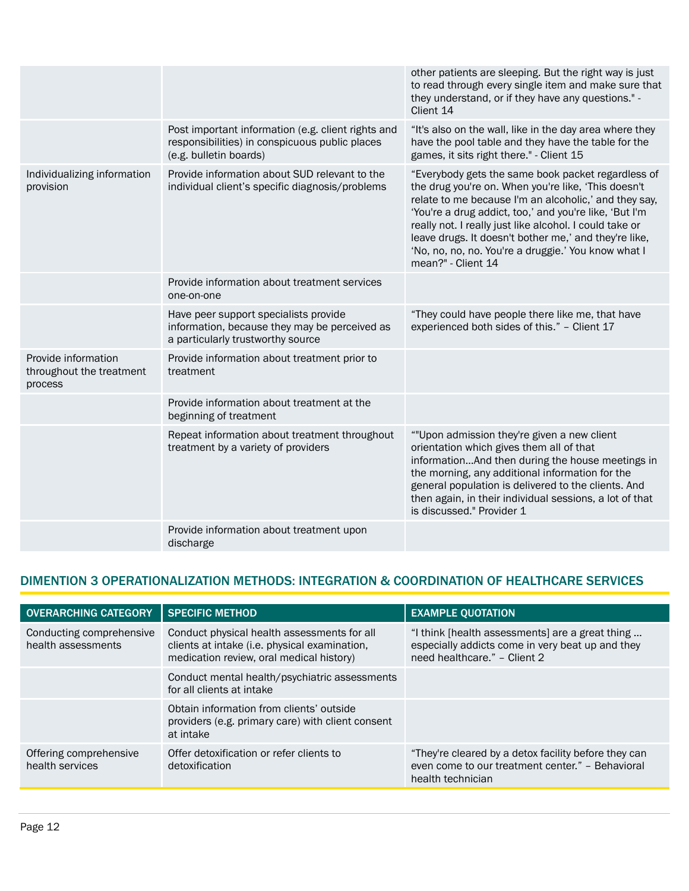| | | |
|---|---|---|
| | | other patients are sleeping. But the right way is just to read through every single item and make sure that they understand, or if they have any questions." - Client 14 |
| | Post important information (e.g. client rights and responsibilities) in conspicuous public places (e.g. bulletin boards) | "It's also on the wall, like in the day area where they have the pool table and they have the table for the games, it sits right there." - Client 15 |
| Individualizing information provision | Provide information about SUD relevant to the individual client's specific diagnosis/problems | "Everybody gets the same book packet regardless of the drug you're on. When you're like, 'This doesn't relate to me because I'm an alcoholic,' and they say, 'You're a drug addict, too,' and you're like, 'But I'm really not. I really just like alcohol. I could take or leave drugs. It doesn't bother me,' and they're like, 'No, no, no, no. You're a druggie.' You know what I mean?" - Client 14 |
| | Provide information about treatment services one-on-one | |
| | Have peer support specialists provide information, because they may be perceived as a particularly trustworthy source | "They could have people there like me, that have experienced both sides of this." – Client 17 |
| Provide information throughout the treatment process | Provide information about treatment prior to treatment | |
| | Provide information about treatment at the beginning of treatment | |
| | Repeat information about treatment throughout treatment by a variety of providers | ""Upon admission they're given a new client orientation which gives them all of that information…And then during the house meetings in the morning, any additional information for the general population is delivered to the clients. And then again, in their individual sessions, a lot of that is discussed." Provider 1 |
| | Provide information about treatment upon discharge | |

## DIMENTION 3 OPERATIONALIZATION METHODS: INTEGRATION & COORDINATION OF HEALTHCARE SERVICES

| OVERARCHING CATEGORY | SPECIFIC METHOD | EXAMPLE QUOTATION |
|---|---|---|
| Conducting comprehensive health assessments | Conduct physical health assessments for all clients at intake (i.e. physical examination, medication review, oral medical history) | "I think [health assessments] are a great thing … especially addicts come in very beat up and they need healthcare." – Client 2 |
| | Conduct mental health/psychiatric assessments for all clients at intake | |
| | Obtain information from clients' outside providers (e.g. primary care) with client consent at intake | |
| Offering comprehensive health services | Offer detoxification or refer clients to detoxification | "They're cleared by a detox facility before they can even come to our treatment center." – Behavioral health technician |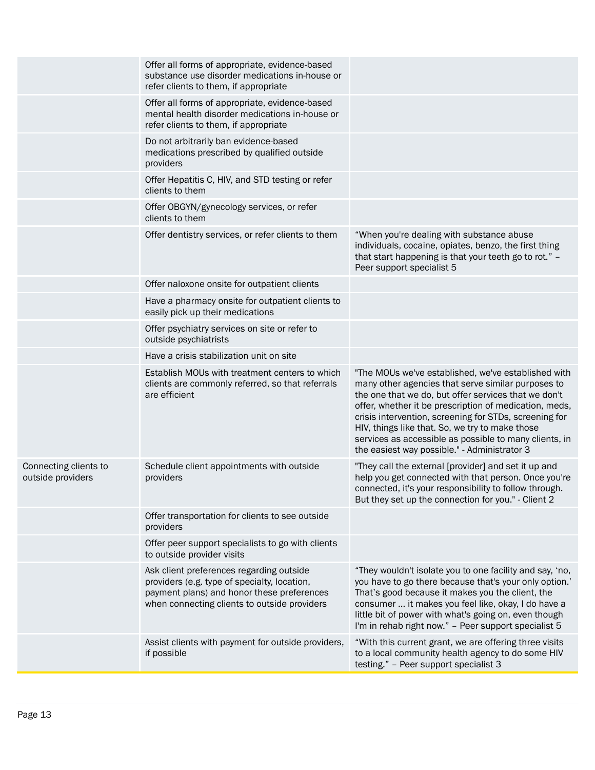| | | |
|---|---|---|
| | Offer all forms of appropriate, evidence-based substance use disorder medications in-house or refer clients to them, if appropriate | |
| | Offer all forms of appropriate, evidence-based mental health disorder medications in-house or refer clients to them, if appropriate | |
| | Do not arbitrarily ban evidence-based medications prescribed by qualified outside providers | |
| | Offer Hepatitis C, HIV, and STD testing or refer clients to them | |
| | Offer OBGYN/gynecology services, or refer clients to them | |
| | Offer dentistry services, or refer clients to them | "When you're dealing with substance abuse individuals, cocaine, opiates, benzo, the first thing that start happening is that your teeth go to rot." – Peer support specialist 5 |
| | Offer naloxone onsite for outpatient clients | |
| | Have a pharmacy onsite for outpatient clients to easily pick up their medications | |
| | Offer psychiatry services on site or refer to outside psychiatrists | |
| | Have a crisis stabilization unit on site | |
| | Establish MOUs with treatment centers to which clients are commonly referred, so that referrals are efficient | "The MOUs we've established, we've established with many other agencies that serve similar purposes to the one that we do, but offer services that we don't offer, whether it be prescription of medication, meds, crisis intervention, screening for STDs, screening for HIV, things like that. So, we try to make those services as accessible as possible to many clients, in the easiest way possible." - Administrator 3 |
| Connecting clients to outside providers | Schedule client appointments with outside providers | "They call the external [provider] and set it up and help you get connected with that person. Once you're connected, it's your responsibility to follow through. But they set up the connection for you." - Client 2 |
| | Offer transportation for clients to see outside providers | |
| | Offer peer support specialists to go with clients to outside provider visits | |
| | Ask client preferences regarding outside providers (e.g. type of specialty, location, payment plans) and honor these preferences when connecting clients to outside providers | "They wouldn't isolate you to one facility and say, 'no, you have to go there because that's your only option.' That's good because it makes you the client, the consumer … it makes you feel like, okay, I do have a little bit of power with what's going on, even though I'm in rehab right now." – Peer support specialist 5 |
| | Assist clients with payment for outside providers, if possible | "With this current grant, we are offering three visits to a local community health agency to do some HIV testing." – Peer support specialist 3 |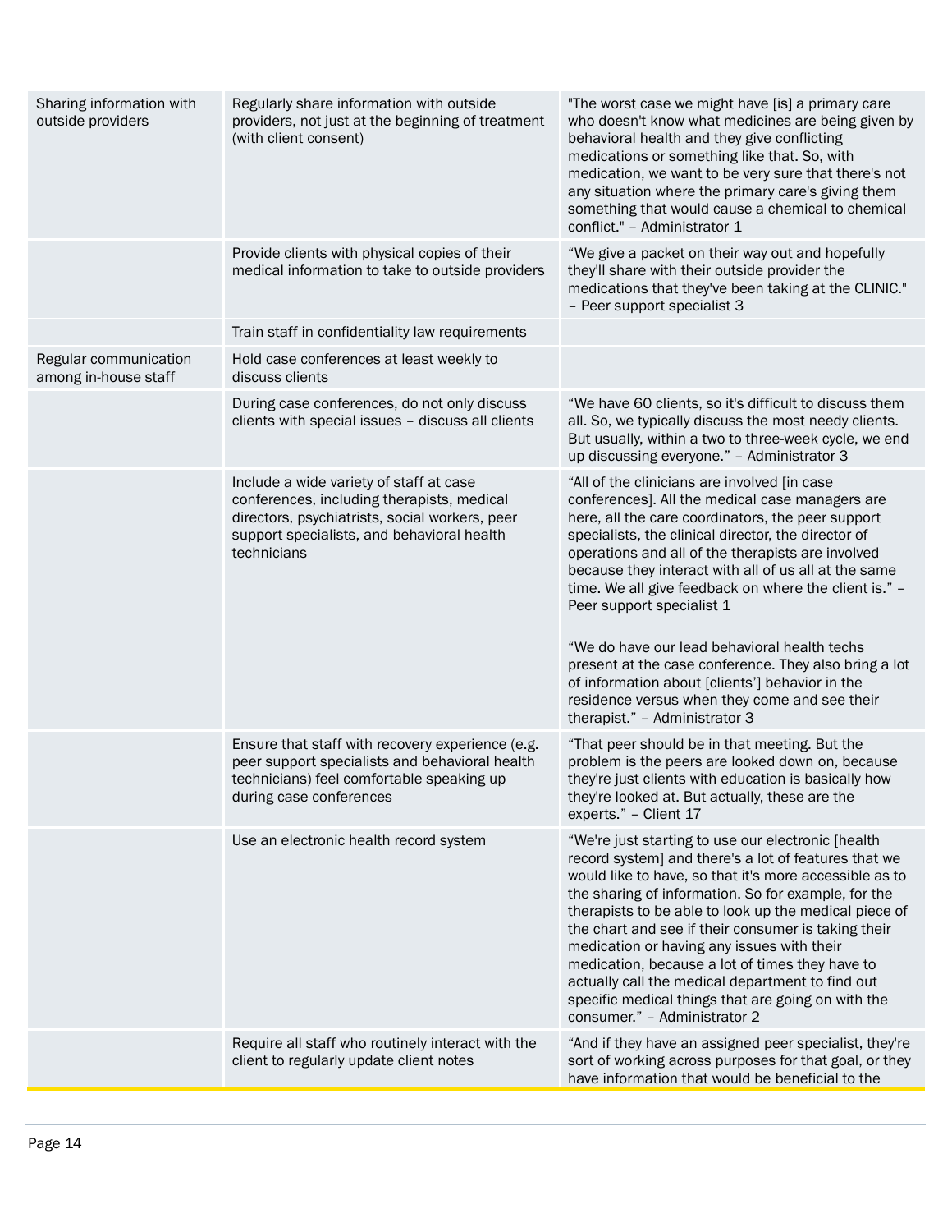| | | |
|---|---|---|
| Sharing information with outside providers | Regularly share information with outside providers, not just at the beginning of treatment (with client consent) | "The worst case we might have [is] a primary care who doesn't know what medicines are being given by behavioral health and they give conflicting medications or something like that. So, with medication, we want to be very sure that there's not any situation where the primary care's giving them something that would cause a chemical to chemical conflict." – Administrator 1 |
| | Provide clients with physical copies of their medical information to take to outside providers | "We give a packet on their way out and hopefully they'll share with their outside provider the medications that they've been taking at the CLINIC." – Peer support specialist 3 |
| | Train staff in confidentiality law requirements | |
| Regular communication among in-house staff | Hold case conferences at least weekly to discuss clients | |
| | During case conferences, do not only discuss clients with special issues – discuss all clients | "We have 60 clients, so it's difficult to discuss them all. So, we typically discuss the most needy clients. But usually, within a two to three-week cycle, we end up discussing everyone." – Administrator 3 |
| | Include a wide variety of staff at case conferences, including therapists, medical directors, psychiatrists, social workers, peer support specialists, and behavioral health technicians | "All of the clinicians are involved [in case conferences]. All the medical case managers are here, all the care coordinators, the peer support specialists, the clinical director, the director of operations and all of the therapists are involved because they interact with all of us all at the same time. We all give feedback on where the client is." – Peer support specialist 1<br><br>"We do have our lead behavioral health techs present at the case conference. They also bring a lot of information about [clients'] behavior in the residence versus when they come and see their therapist." – Administrator 3 |
| | Ensure that staff with recovery experience (e.g. peer support specialists and behavioral health technicians) feel comfortable speaking up during case conferences | "That peer should be in that meeting. But the problem is the peers are looked down on, because they're just clients with education is basically how they're looked at. But actually, these are the experts." – Client 17 |
| | Use an electronic health record system | "We're just starting to use our electronic [health record system] and there's a lot of features that we would like to have, so that it's more accessible as to the sharing of information. So for example, for the therapists to be able to look up the medical piece of the chart and see if their consumer is taking their medication or having any issues with their medication, because a lot of times they have to actually call the medical department to find out specific medical things that are going on with the consumer." – Administrator 2 |
| | Require all staff who routinely interact with the client to regularly update client notes | "And if they have an assigned peer specialist, they're sort of working across purposes for that goal, or they have information that would be beneficial to the |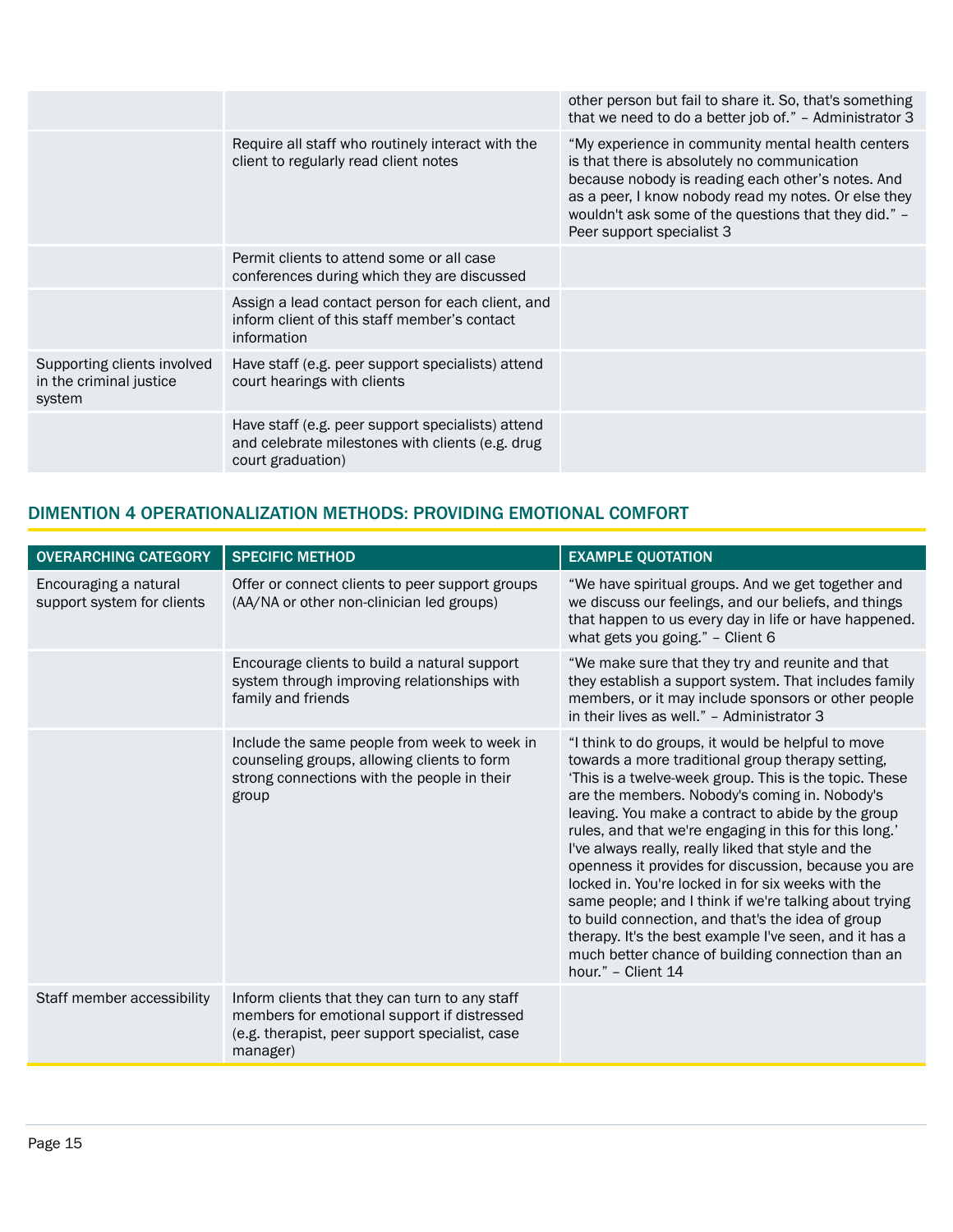| | | |
|---|---|---|
| | | other person but fail to share it. So, that's something that we need to do a better job of." – Administrator 3 |
| | Require all staff who routinely interact with the client to regularly read client notes | "My experience in community mental health centers is that there is absolutely no communication because nobody is reading each other's notes. And as a peer, I know nobody read my notes. Or else they wouldn't ask some of the questions that they did." – Peer support specialist 3 |
| | Permit clients to attend some or all case conferences during which they are discussed | |
| | Assign a lead contact person for each client, and inform client of this staff member's contact information | |
| Supporting clients involved in the criminal justice system | Have staff (e.g. peer support specialists) attend court hearings with clients | |
| | Have staff (e.g. peer support specialists) attend and celebrate milestones with clients (e.g. drug court graduation) | |

## DIMENTION 4 OPERATIONALIZATION METHODS: PROVIDING EMOTIONAL COMFORT

| OVERARCHING CATEGORY | SPECIFIC METHOD | EXAMPLE QUOTATION |
|---|---|---|
| Encouraging a natural support system for clients | Offer or connect clients to peer support groups (AA/NA or other non-clinician led groups) | "We have spiritual groups. And we get together and we discuss our feelings, and our beliefs, and things that happen to us every day in life or have happened. what gets you going." – Client 6 |
| | Encourage clients to build a natural support system through improving relationships with family and friends | "We make sure that they try and reunite and that they establish a support system. That includes family members, or it may include sponsors or other people in their lives as well." – Administrator 3 |
| | Include the same people from week to week in counseling groups, allowing clients to form strong connections with the people in their group | "I think to do groups, it would be helpful to move towards a more traditional group therapy setting, 'This is a twelve-week group. This is the topic. These are the members. Nobody's coming in. Nobody's leaving. You make a contract to abide by the group rules, and that we're engaging in this for this long.' I've always really, really liked that style and the openness it provides for discussion, because you are locked in. You're locked in for six weeks with the same people; and I think if we're talking about trying to build connection, and that's the idea of group therapy. It's the best example I've seen, and it has a much better chance of building connection than an hour." – Client 14 |
| Staff member accessibility | Inform clients that they can turn to any staff members for emotional support if distressed (e.g. therapist, peer support specialist, case manager) | |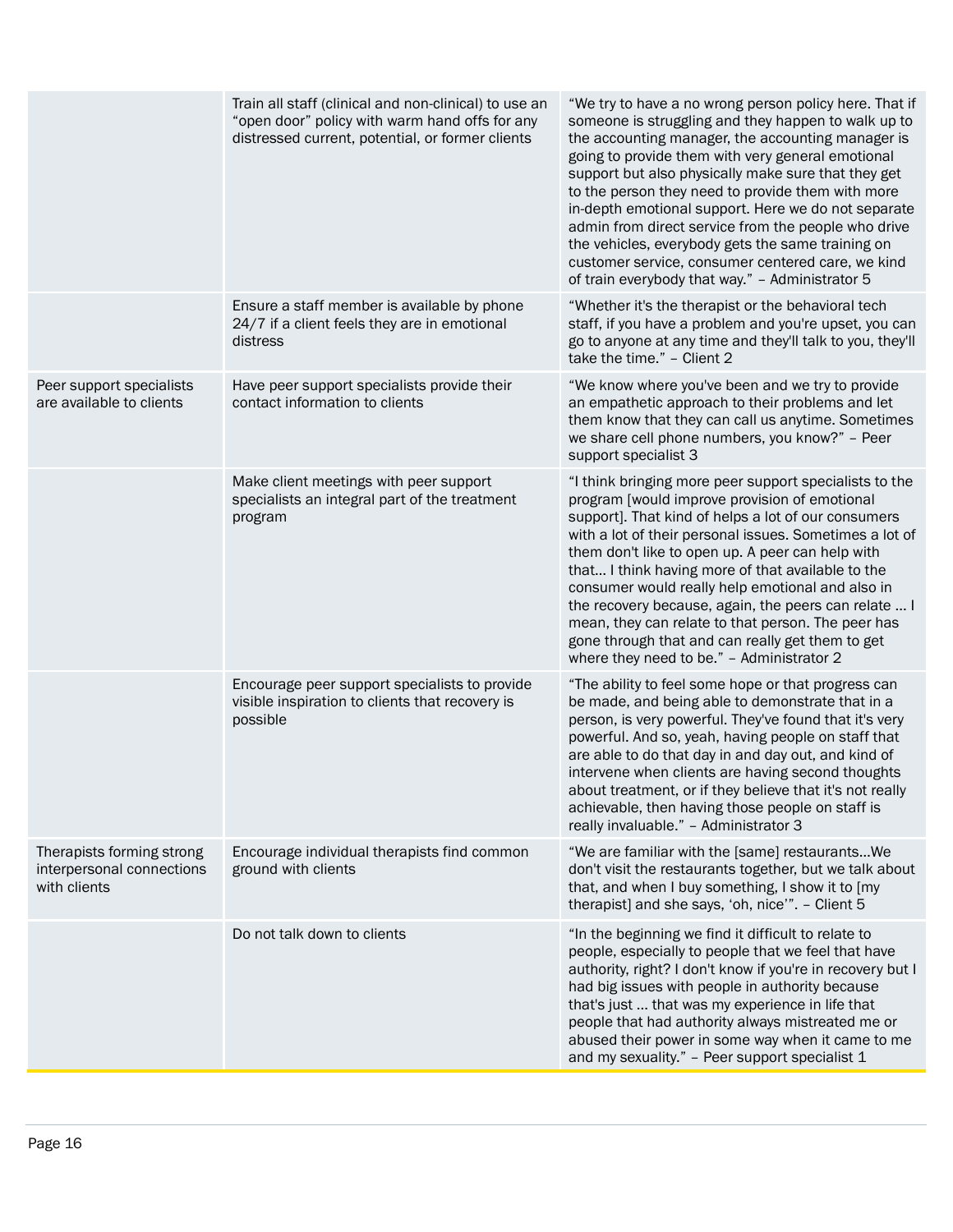| | | |
|---|---|---|
| | Train all staff (clinical and non-clinical) to use an "open door" policy with warm hand offs for any distressed current, potential, or former clients | "We try to have a no wrong person policy here. That if someone is struggling and they happen to walk up to the accounting manager, the accounting manager is going to provide them with very general emotional support but also physically make sure that they get to the person they need to provide them with more in-depth emotional support. Here we do not separate admin from direct service from the people who drive the vehicles, everybody gets the same training on customer service, consumer centered care, we kind of train everybody that way." – Administrator 5 |
| | Ensure a staff member is available by phone 24/7 if a client feels they are in emotional distress | "Whether it's the therapist or the behavioral tech staff, if you have a problem and you're upset, you can go to anyone at any time and they'll talk to you, they'll take the time." – Client 2 |
| Peer support specialists are available to clients | Have peer support specialists provide their contact information to clients | "We know where you've been and we try to provide an empathetic approach to their problems and let them know that they can call us anytime. Sometimes we share cell phone numbers, you know?" – Peer support specialist 3 |
| | Make client meetings with peer support specialists an integral part of the treatment program | "I think bringing more peer support specialists to the program [would improve provision of emotional support]. That kind of helps a lot of our consumers with a lot of their personal issues. Sometimes a lot of them don't like to open up. A peer can help with that… I think having more of that available to the consumer would really help emotional and also in the recovery because, again, the peers can relate … I mean, they can relate to that person. The peer has gone through that and can really get them to get where they need to be." – Administrator 2 |
| | Encourage peer support specialists to provide visible inspiration to clients that recovery is possible | "The ability to feel some hope or that progress can be made, and being able to demonstrate that in a person, is very powerful. They've found that it's very powerful. And so, yeah, having people on staff that are able to do that day in and day out, and kind of intervene when clients are having second thoughts about treatment, or if they believe that it's not really achievable, then having those people on staff is really invaluable." – Administrator 3 |
| Therapists forming strong interpersonal connections with clients | Encourage individual therapists find common ground with clients | "We are familiar with the [same] restaurants…We don't visit the restaurants together, but we talk about that, and when I buy something, I show it to [my therapist] and she says, 'oh, nice'". – Client 5 |
| | Do not talk down to clients | "In the beginning we find it difficult to relate to people, especially to people that we feel that have authority, right? I don't know if you're in recovery but I had big issues with people in authority because that's just … that was my experience in life that people that had authority always mistreated me or abused their power in some way when it came to me and my sexuality." – Peer support specialist 1 |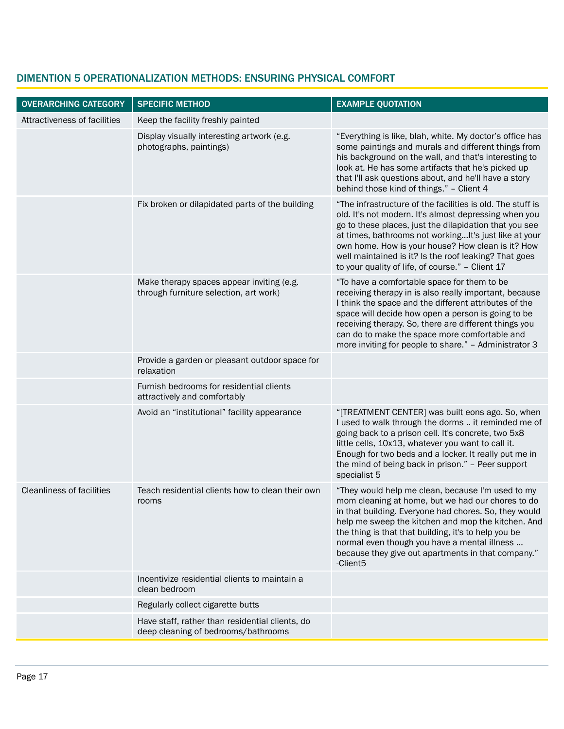## DIMENTION 5 OPERATIONALIZATION METHODS: ENSURING PHYSICAL COMFORT

| OVERARCHING CATEGORY | SPECIFIC METHOD | EXAMPLE QUOTATION |
|---|---|---|
| Attractiveness of facilities | Keep the facility freshly painted | |
| | Display visually interesting artwork (e.g. photographs, paintings) | "Everything is like, blah, white. My doctor's office has some paintings and murals and different things from his background on the wall, and that's interesting to look at. He has some artifacts that he's picked up that I'll ask questions about, and he'll have a story behind those kind of things." – Client 4 |
| | Fix broken or dilapidated parts of the building | "The infrastructure of the facilities is old. The stuff is old. It's not modern. It's almost depressing when you go to these places, just the dilapidation that you see at times, bathrooms not working…It's just like at your own home. How is your house? How clean is it? How well maintained is it? Is the roof leaking? That goes to your quality of life, of course." – Client 17 |
| | Make therapy spaces appear inviting (e.g. through furniture selection, art work) | "To have a comfortable space for them to be receiving therapy in is also really important, because I think the space and the different attributes of the space will decide how open a person is going to be receiving therapy. So, there are different things you can do to make the space more comfortable and more inviting for people to share." – Administrator 3 |
| | Provide a garden or pleasant outdoor space for relaxation | |
| | Furnish bedrooms for residential clients attractively and comfortably | |
| | Avoid an "institutional" facility appearance | "[TREATMENT CENTER] was built eons ago. So, when I used to walk through the dorms .. it reminded me of going back to a prison cell. It's concrete, two 5x8 little cells, 10x13, whatever you want to call it. Enough for two beds and a locker. It really put me in the mind of being back in prison." – Peer support specialist 5 |
| Cleanliness of facilities | Teach residential clients how to clean their own rooms | "They would help me clean, because I'm used to my mom cleaning at home, but we had our chores to do in that building. Everyone had chores. So, they would help me sweep the kitchen and mop the kitchen. And the thing is that that building, it's to help you be normal even though you have a mental illness … because they give out apartments in that company." -Client5 |
| | Incentivize residential clients to maintain a clean bedroom | |
| | Regularly collect cigarette butts | |
| | Have staff, rather than residential clients, do deep cleaning of bedrooms/bathrooms | |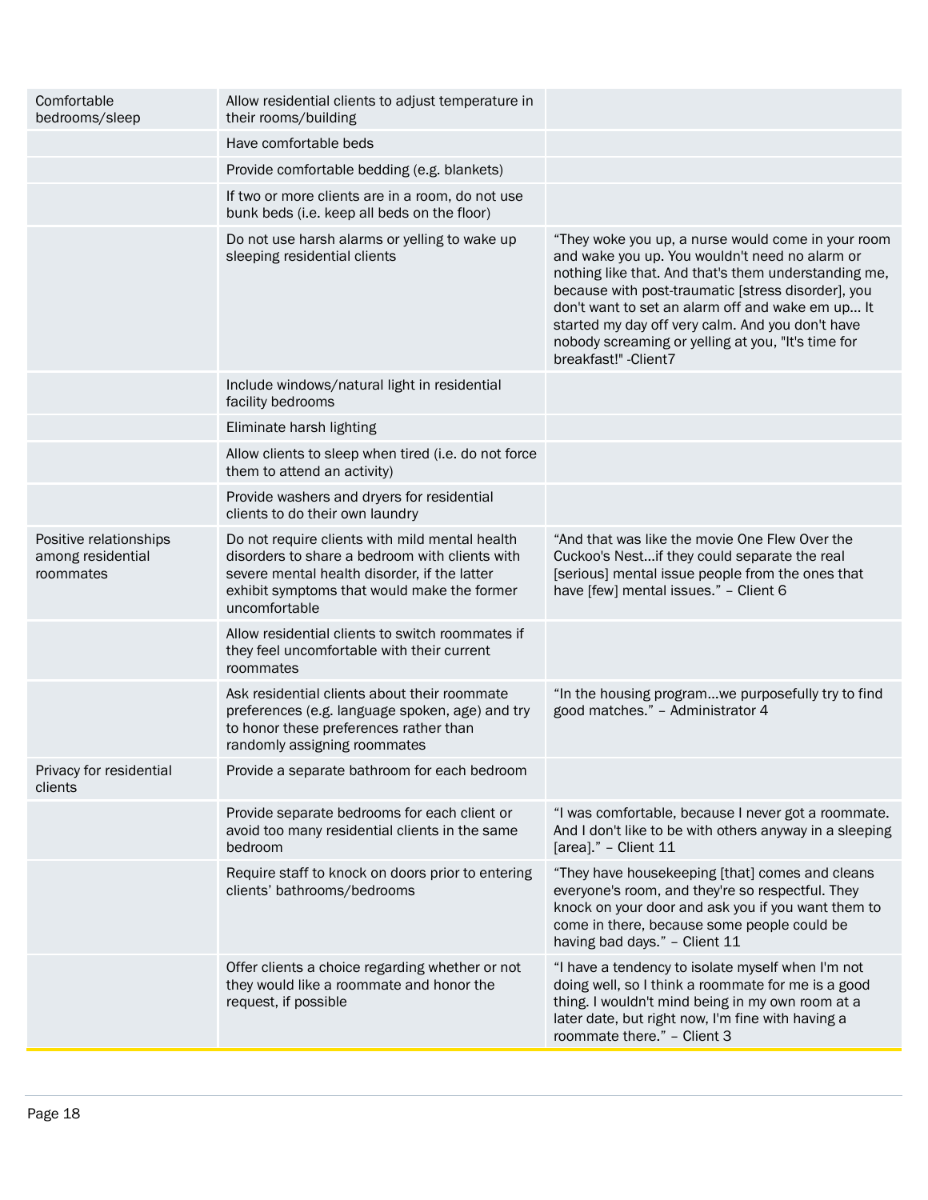| | | |
|---|---|---|
| Comfortable bedrooms/sleep | Allow residential clients to adjust temperature in their rooms/building | |
| | Have comfortable beds | |
| | Provide comfortable bedding (e.g. blankets) | |
| | If two or more clients are in a room, do not use bunk beds (i.e. keep all beds on the floor) | |
| | Do not use harsh alarms or yelling to wake up sleeping residential clients | "They woke you up, a nurse would come in your room and wake you up. You wouldn't need no alarm or nothing like that. And that's them understanding me, because with post-traumatic [stress disorder], you don't want to set an alarm off and wake em up... It started my day off very calm. And you don't have nobody screaming or yelling at you, "It's time for breakfast!" -Client7 |
| | Include windows/natural light in residential facility bedrooms | |
| | Eliminate harsh lighting | |
| | Allow clients to sleep when tired (i.e. do not force them to attend an activity) | |
| | Provide washers and dryers for residential clients to do their own laundry | |
| Positive relationships among residential roommates | Do not require clients with mild mental health disorders to share a bedroom with clients with severe mental health disorder, if the latter exhibit symptoms that would make the former uncomfortable | "And that was like the movie One Flew Over the Cuckoo's Nest…if they could separate the real [serious] mental issue people from the ones that have [few] mental issues." – Client 6 |
| | Allow residential clients to switch roommates if they feel uncomfortable with their current roommates | |
| | Ask residential clients about their roommate preferences (e.g. language spoken, age) and try to honor these preferences rather than randomly assigning roommates | "In the housing program…we purposefully try to find good matches." – Administrator 4 |
| Privacy for residential clients | Provide a separate bathroom for each bedroom | |
| | Provide separate bedrooms for each client or avoid too many residential clients in the same bedroom | "I was comfortable, because I never got a roommate. And I don't like to be with others anyway in a sleeping [area]." – Client 11 |
| | Require staff to knock on doors prior to entering clients' bathrooms/bedrooms | "They have housekeeping [that] comes and cleans everyone's room, and they're so respectful. They knock on your door and ask you if you want them to come in there, because some people could be having bad days." – Client 11 |
| | Offer clients a choice regarding whether or not they would like a roommate and honor the request, if possible | "I have a tendency to isolate myself when I'm not doing well, so I think a roommate for me is a good thing. I wouldn't mind being in my own room at a later date, but right now, I'm fine with having a roommate there." – Client 3 |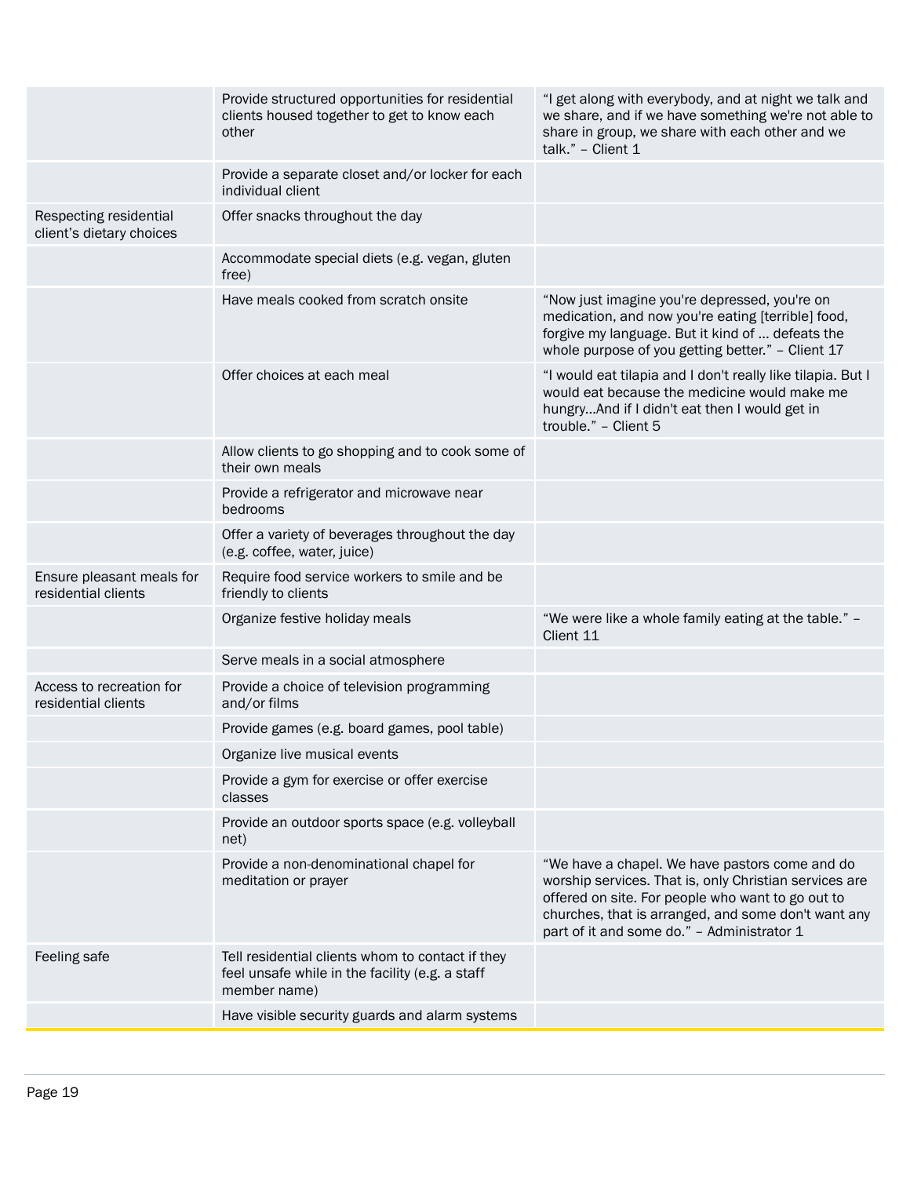| | | |
|---|---|---|
| | Provide structured opportunities for residential clients housed together to get to know each other | "I get along with everybody, and at night we talk and we share, and if we have something we're not able to share in group, we share with each other and we talk." – Client 1 |
| | Provide a separate closet and/or locker for each individual client | |
| Respecting residential client's dietary choices | Offer snacks throughout the day | |
| | Accommodate special diets (e.g. vegan, gluten free) | |
| | Have meals cooked from scratch onsite | "Now just imagine you're depressed, you're on medication, and now you're eating [terrible] food, forgive my language. But it kind of … defeats the whole purpose of you getting better." – Client 17 |
| | Offer choices at each meal | "I would eat tilapia and I don't really like tilapia. But I would eat because the medicine would make me hungry…And if I didn't eat then I would get in trouble." – Client 5 |
| | Allow clients to go shopping and to cook some of their own meals | |
| | Provide a refrigerator and microwave near bedrooms | |
| | Offer a variety of beverages throughout the day (e.g. coffee, water, juice) | |
| Ensure pleasant meals for residential clients | Require food service workers to smile and be friendly to clients | |
| | Organize festive holiday meals | "We were like a whole family eating at the table." – Client 11 |
| | Serve meals in a social atmosphere | |
| Access to recreation for residential clients | Provide a choice of television programming and/or films | |
| | Provide games (e.g. board games, pool table) | |
| | Organize live musical events | |
| | Provide a gym for exercise or offer exercise classes | |
| | Provide an outdoor sports space (e.g. volleyball net) | |
| | Provide a non-denominational chapel for meditation or prayer | "We have a chapel. We have pastors come and do worship services. That is, only Christian services are offered on site. For people who want to go out to churches, that is arranged, and some don't want any part of it and some do." – Administrator 1 |
| Feeling safe | Tell residential clients whom to contact if they feel unsafe while in the facility (e.g. a staff member name) | |
| | Have visible security guards and alarm systems | |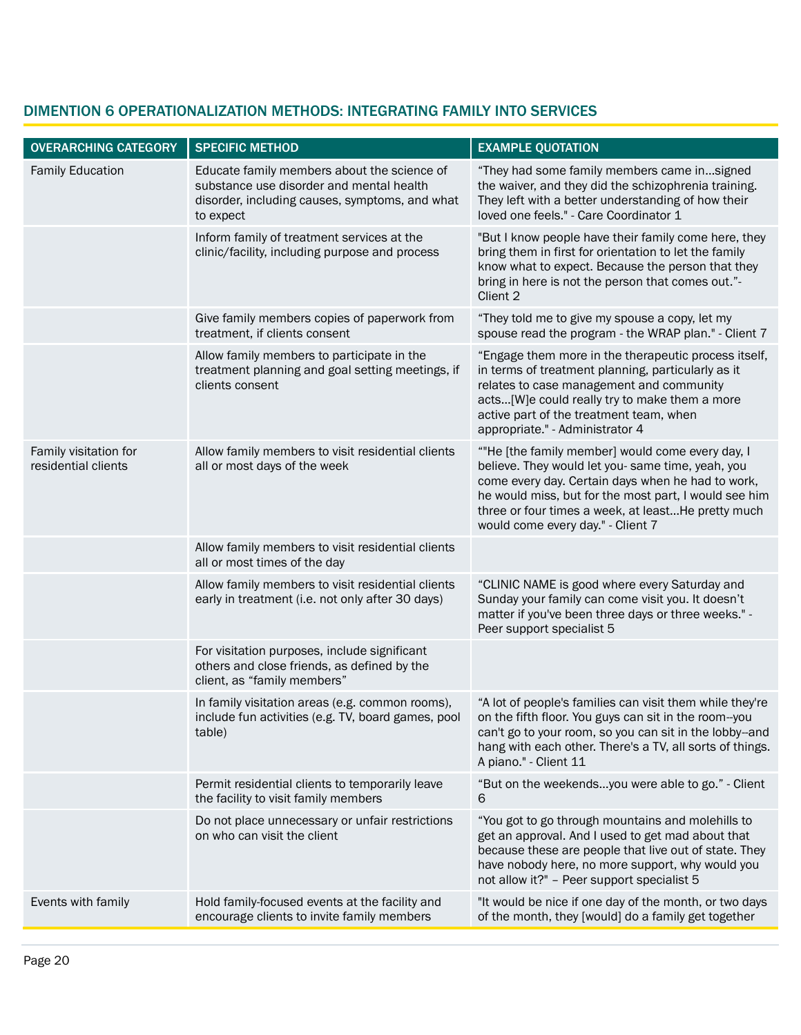## DIMENTION 6 OPERATIONALIZATION METHODS: INTEGRATING FAMILY INTO SERVICES

| OVERARCHING CATEGORY | SPECIFIC METHOD | EXAMPLE QUOTATION |
|---|---|---|
| Family Education | Educate family members about the science of substance use disorder and mental health disorder, including causes, symptoms, and what to expect | "They had some family members came in...signed the waiver, and they did the schizophrenia training. They left with a better understanding of how their loved one feels." - Care Coordinator 1 |
| | Inform family of treatment services at the clinic/facility, including purpose and process | "But I know people have their family come here, they bring them in first for orientation to let the family know what to expect. Because the person that they bring in here is not the person that comes out."- Client 2 |
| | Give family members copies of paperwork from treatment, if clients consent | "They told me to give my spouse a copy, let my spouse read the program - the WRAP plan." - Client 7 |
| | Allow family members to participate in the treatment planning and goal setting meetings, if clients consent | "Engage them more in the therapeutic process itself, in terms of treatment planning, particularly as it relates to case management and community acts...[W]e could really try to make them a more active part of the treatment team, when appropriate." - Administrator 4 |
| Family visitation for residential clients | Allow family members to visit residential clients all or most days of the week | ""He [the family member] would come every day, I believe. They would let you- same time, yeah, you come every day. Certain days when he had to work, he would miss, but for the most part, I would see him three or four times a week, at least...He pretty much would come every day." - Client 7 |
| | Allow family members to visit residential clients all or most times of the day | |
| | Allow family members to visit residential clients early in treatment (i.e. not only after 30 days) | "CLINIC NAME is good where every Saturday and Sunday your family can come visit you. It doesn't matter if you've been three days or three weeks." - Peer support specialist 5 |
| | For visitation purposes, include significant others and close friends, as defined by the client, as "family members" | |
| | In family visitation areas (e.g. common rooms), include fun activities (e.g. TV, board games, pool table) | "A lot of people's families can visit them while they're on the fifth floor. You guys can sit in the room--you can't go to your room, so you can sit in the lobby--and hang with each other. There's a TV, all sorts of things. A piano." - Client 11 |
| | Permit residential clients to temporarily leave the facility to visit family members | "But on the weekends...you were able to go." - Client 6 |
| | Do not place unnecessary or unfair restrictions on who can visit the client | "You got to go through mountains and molehills to get an approval. And I used to get mad about that because these are people that live out of state. They have nobody here, no more support, why would you not allow it?" – Peer support specialist 5 |
| Events with family | Hold family-focused events at the facility and encourage clients to invite family members | "It would be nice if one day of the month, or two days of the month, they [would] do a family get together |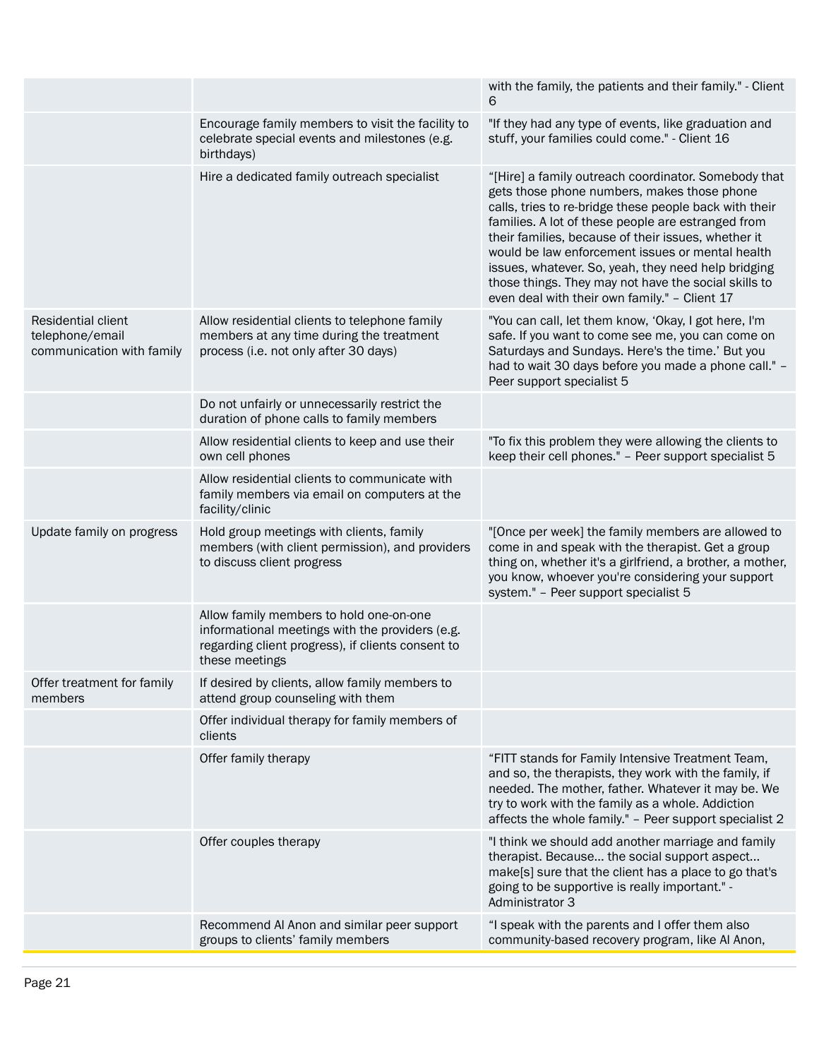| | | |
|---|---|---|
| | | with the family, the patients and their family." - Client 6 |
| | Encourage family members to visit the facility to celebrate special events and milestones (e.g. birthdays) | "If they had any type of events, like graduation and stuff, your families could come." - Client 16 |
| | Hire a dedicated family outreach specialist | "[Hire] a family outreach coordinator. Somebody that gets those phone numbers, makes those phone calls, tries to re-bridge these people back with their families. A lot of these people are estranged from their families, because of their issues, whether it would be law enforcement issues or mental health issues, whatever. So, yeah, they need help bridging those things. They may not have the social skills to even deal with their own family." – Client 17 |
| Residential client telephone/email communication with family | Allow residential clients to telephone family members at any time during the treatment process (i.e. not only after 30 days) | "You can call, let them know, 'Okay, I got here, I'm safe. If you want to come see me, you can come on Saturdays and Sundays. Here's the time.' But you had to wait 30 days before you made a phone call." – Peer support specialist 5 |
| | Do not unfairly or unnecessarily restrict the duration of phone calls to family members | |
| | Allow residential clients to keep and use their own cell phones | "To fix this problem they were allowing the clients to keep their cell phones." – Peer support specialist 5 |
| | Allow residential clients to communicate with family members via email on computers at the facility/clinic | |
| Update family on progress | Hold group meetings with clients, family members (with client permission), and providers to discuss client progress | "[Once per week] the family members are allowed to come in and speak with the therapist. Get a group thing on, whether it's a girlfriend, a brother, a mother, you know, whoever you're considering your support system." – Peer support specialist 5 |
| | Allow family members to hold one-on-one informational meetings with the providers (e.g. regarding client progress), if clients consent to these meetings | |
| Offer treatment for family members | If desired by clients, allow family members to attend group counseling with them | |
| | Offer individual therapy for family members of clients | |
| | Offer family therapy | "FITT stands for Family Intensive Treatment Team, and so, the therapists, they work with the family, if needed. The mother, father. Whatever it may be. We try to work with the family as a whole. Addiction affects the whole family." – Peer support specialist 2 |
| | Offer couples therapy | "I think we should add another marriage and family therapist. Because… the social support aspect… make[s] sure that the client has a place to go that's going to be supportive is really important." - Administrator 3 |
| | Recommend Al Anon and similar peer support groups to clients' family members | "I speak with the parents and I offer them also community-based recovery program, like Al Anon, |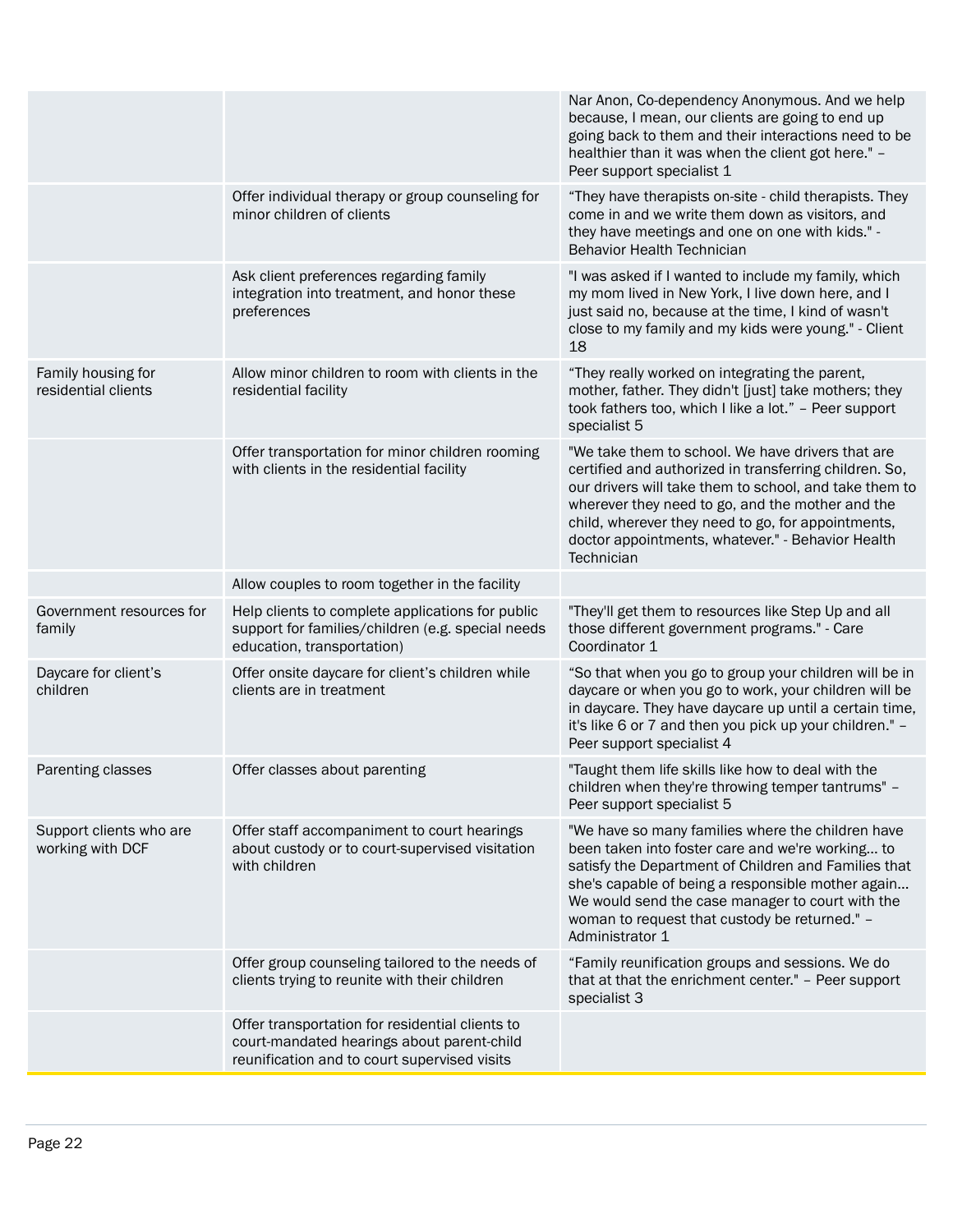| | | |
|---|---|---|
| | | Nar Anon, Co-dependency Anonymous. And we help because, I mean, our clients are going to end up going back to them and their interactions need to be healthier than it was when the client got here." – Peer support specialist 1 |
| | Offer individual therapy or group counseling for minor children of clients | "They have therapists on-site - child therapists. They come in and we write them down as visitors, and they have meetings and one on one with kids." - Behavior Health Technician |
| | Ask client preferences regarding family integration into treatment, and honor these preferences | "I was asked if I wanted to include my family, which my mom lived in New York, I live down here, and I just said no, because at the time, I kind of wasn't close to my family and my kids were young." - Client 18 |
| Family housing for residential clients | Allow minor children to room with clients in the residential facility | "They really worked on integrating the parent, mother, father. They didn't [just] take mothers; they took fathers too, which I like a lot." – Peer support specialist 5 |
| | Offer transportation for minor children rooming with clients in the residential facility | "We take them to school. We have drivers that are certified and authorized in transferring children. So, our drivers will take them to school, and take them to wherever they need to go, and the mother and the child, wherever they need to go, for appointments, doctor appointments, whatever." - Behavior Health Technician |
| | Allow couples to room together in the facility | |
| Government resources for family | Help clients to complete applications for public support for families/children (e.g. special needs education, transportation) | "They'll get them to resources like Step Up and all those different government programs." - Care Coordinator 1 |
| Daycare for client's children | Offer onsite daycare for client's children while clients are in treatment | "So that when you go to group your children will be in daycare or when you go to work, your children will be in daycare. They have daycare up until a certain time, it's like 6 or 7 and then you pick up your children." – Peer support specialist 4 |
| Parenting classes | Offer classes about parenting | "Taught them life skills like how to deal with the children when they're throwing temper tantrums" – Peer support specialist 5 |
| Support clients who are working with DCF | Offer staff accompaniment to court hearings about custody or to court-supervised visitation with children | "We have so many families where the children have been taken into foster care and we're working… to satisfy the Department of Children and Families that she's capable of being a responsible mother again… We would send the case manager to court with the woman to request that custody be returned." – Administrator 1 |
| | Offer group counseling tailored to the needs of clients trying to reunite with their children | "Family reunification groups and sessions. We do that at that the enrichment center." – Peer support specialist 3 |
| | Offer transportation for residential clients to court-mandated hearings about parent-child reunification and to court supervised visits | |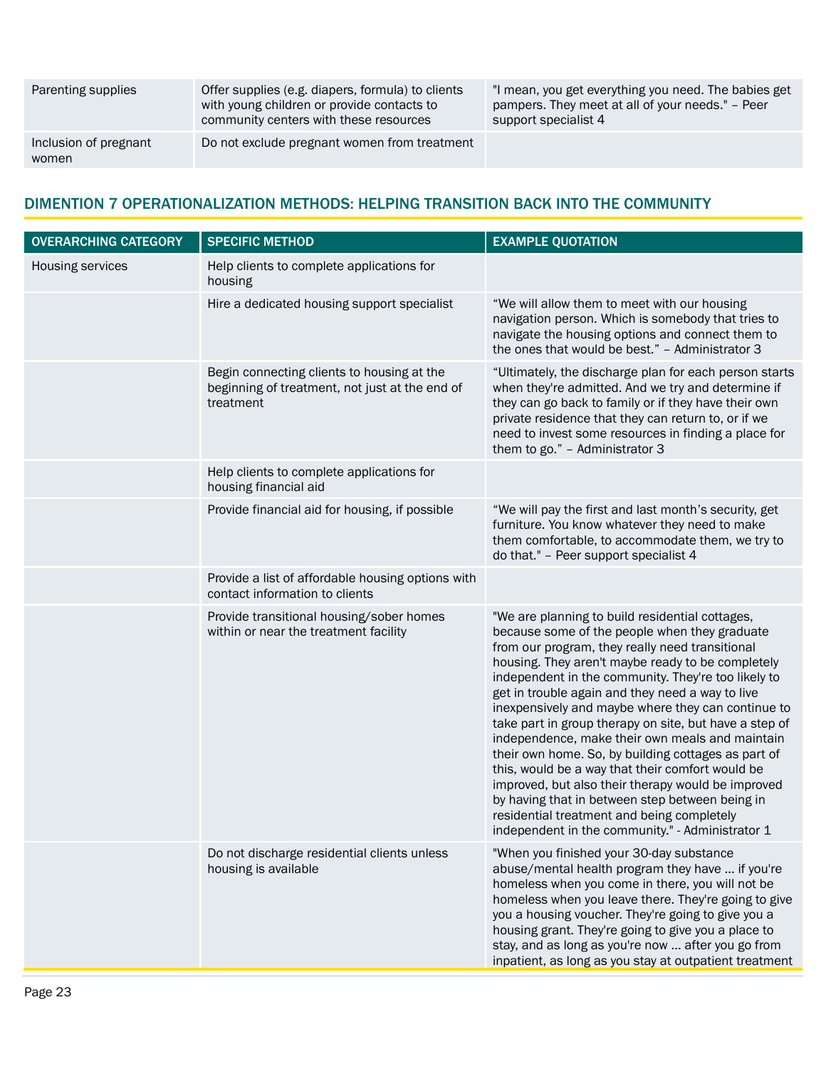| | | |
|---|---|---|
| Parenting supplies | Offer supplies (e.g. diapers, formula) to clients with young children or provide contacts to community centers with these resources | "I mean, you get everything you need. The babies get pampers. They meet at all of your needs." – Peer support specialist 4 |
| Inclusion of pregnant women | Do not exclude pregnant women from treatment | |

## DIMENTION 7 OPERATIONALIZATION METHODS: HELPING TRANSITION BACK INTO THE COMMUNITY

| OVERARCHING CATEGORY | SPECIFIC METHOD | EXAMPLE QUOTATION |
|---|---|---|
| Housing services | Help clients to complete applications for housing | |
| | Hire a dedicated housing support specialist | "We will allow them to meet with our housing navigation person. Which is somebody that tries to navigate the housing options and connect them to the ones that would be best." – Administrator 3 |
| | Begin connecting clients to housing at the beginning of treatment, not just at the end of treatment | "Ultimately, the discharge plan for each person starts when they're admitted. And we try and determine if they can go back to family or if they have their own private residence that they can return to, or if we need to invest some resources in finding a place for them to go." – Administrator 3 |
| | Help clients to complete applications for housing financial aid | |
| | Provide financial aid for housing, if possible | "We will pay the first and last month's security, get furniture. You know whatever they need to make them comfortable, to accommodate them, we try to do that." – Peer support specialist 4 |
| | Provide a list of affordable housing options with contact information to clients | |
| | Provide transitional housing/sober homes within or near the treatment facility | "We are planning to build residential cottages, because some of the people when they graduate from our program, they really need transitional housing. They aren't maybe ready to be completely independent in the community. They're too likely to get in trouble again and they need a way to live inexpensively and maybe where they can continue to take part in group therapy on site, but have a step of independence, make their own meals and maintain their own home. So, by building cottages as part of this, would be a way that their comfort would be improved, but also their therapy would be improved by having that in between step between being in residential treatment and being completely independent in the community." - Administrator 1 |
| | Do not discharge residential clients unless housing is available | "When you finished your 30-day substance abuse/mental health program they have ... if you're homeless when you come in there, you will not be homeless when you leave there. They're going to give you a housing voucher. They're going to give you a housing grant. They're going to give you a place to stay, and as long as you're now ... after you go from inpatient, as long as you stay at outpatient treatment |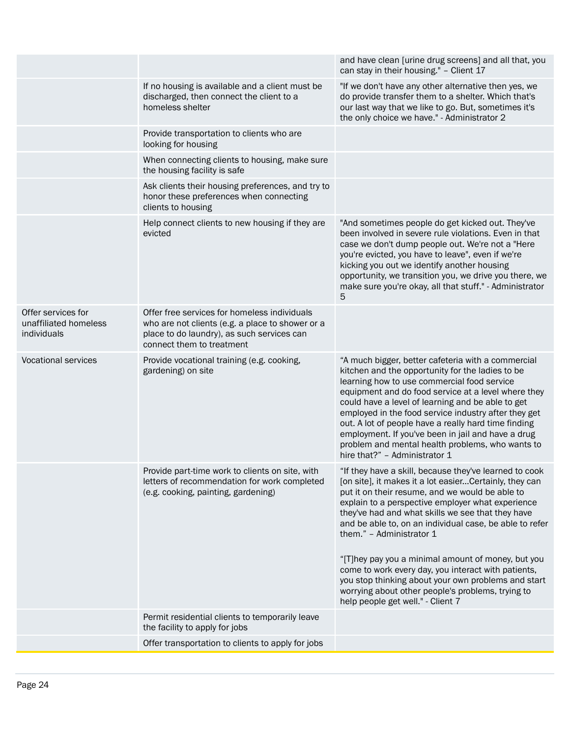| | | |
|---|---|---|
| | | and have clean [urine drug screens] and all that, you can stay in their housing." – Client 17 |
| | If no housing is available and a client must be discharged, then connect the client to a homeless shelter | "If we don't have any other alternative then yes, we do provide transfer them to a shelter. Which that's our last way that we like to go. But, sometimes it's the only choice we have." - Administrator 2 |
| | Provide transportation to clients who are looking for housing | |
| | When connecting clients to housing, make sure the housing facility is safe | |
| | Ask clients their housing preferences, and try to honor these preferences when connecting clients to housing | |
| | Help connect clients to new housing if they are evicted | "And sometimes people do get kicked out. They've been involved in severe rule violations. Even in that case we don't dump people out. We're not a "Here you're evicted, you have to leave", even if we're kicking you out we identify another housing opportunity, we transition you, we drive you there, we make sure you're okay, all that stuff." - Administrator 5 |
| Offer services for unaffiliated homeless individuals | Offer free services for homeless individuals who are not clients (e.g. a place to shower or a place to do laundry), as such services can connect them to treatment | |
| Vocational services | Provide vocational training (e.g. cooking, gardening) on site | "A much bigger, better cafeteria with a commercial kitchen and the opportunity for the ladies to be learning how to use commercial food service equipment and do food service at a level where they could have a level of learning and be able to get employed in the food service industry after they get out. A lot of people have a really hard time finding employment. If you've been in jail and have a drug problem and mental health problems, who wants to hire that?" – Administrator 1 |
| | Provide part-time work to clients on site, with letters of recommendation for work completed (e.g. cooking, painting, gardening) | "If they have a skill, because they've learned to cook [on site], it makes it a lot easier…Certainly, they can put it on their resume, and we would be able to explain to a perspective employer what experience they've had and what skills we see that they have and be able to, on an individual case, be able to refer them." – Administrator 1<br><br>"[T]hey pay you a minimal amount of money, but you come to work every day, you interact with patients, you stop thinking about your own problems and start worrying about other people's problems, trying to help people get well." - Client 7 |
| | Permit residential clients to temporarily leave the facility to apply for jobs | |
| | Offer transportation to clients to apply for jobs | |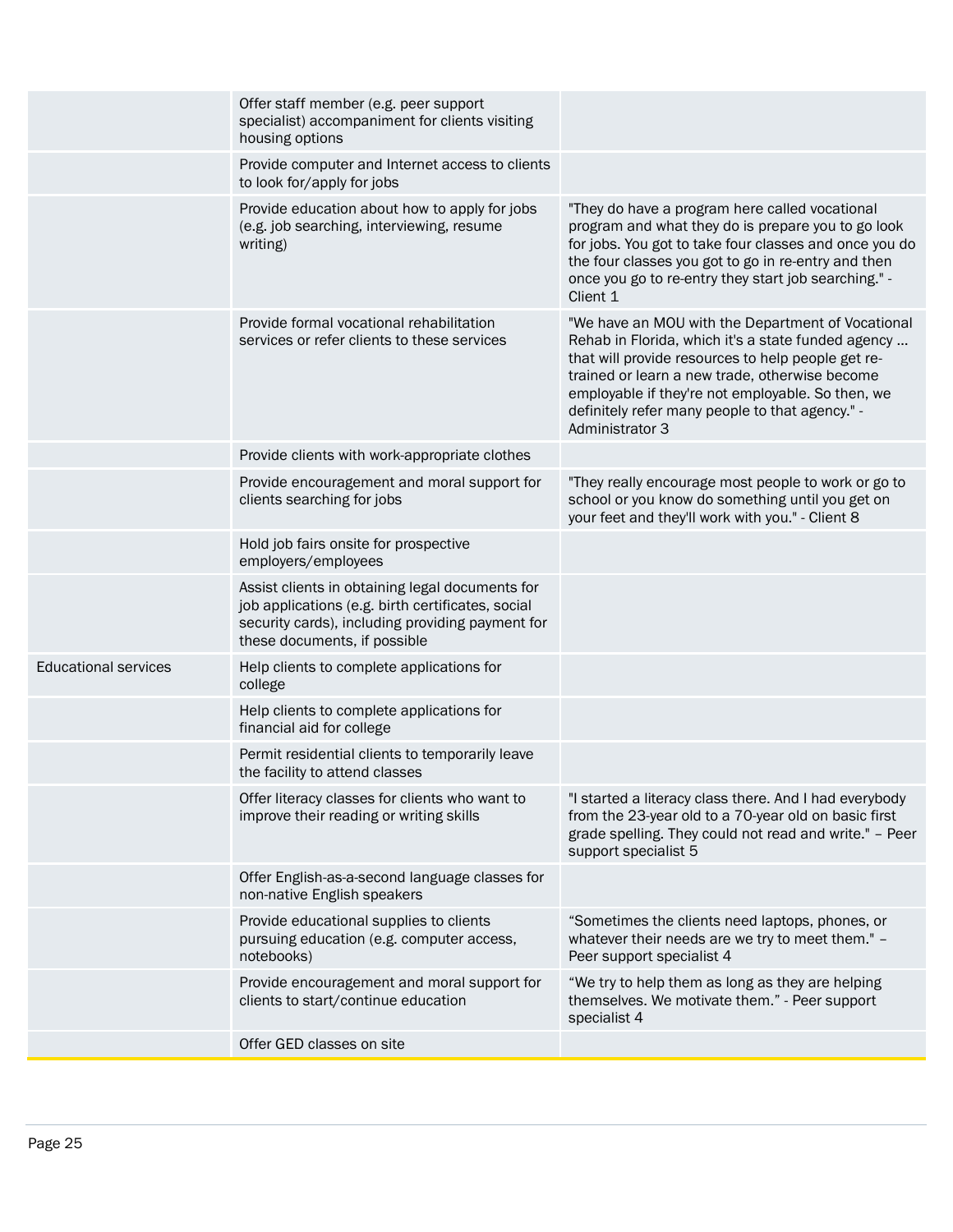| | | |
|---|---|---|
| | Offer staff member (e.g. peer support specialist) accompaniment for clients visiting housing options | |
| | Provide computer and Internet access to clients to look for/apply for jobs | |
| | Provide education about how to apply for jobs (e.g. job searching, interviewing, resume writing) | "They do have a program here called vocational program and what they do is prepare you to go look for jobs. You got to take four classes and once you do the four classes you got to go in re-entry and then once you go to re-entry they start job searching." - Client 1 |
| | Provide formal vocational rehabilitation services or refer clients to these services | "We have an MOU with the Department of Vocational Rehab in Florida, which it's a state funded agency … that will provide resources to help people get re-trained or learn a new trade, otherwise become employable if they're not employable. So then, we definitely refer many people to that agency." - Administrator 3 |
| | Provide clients with work-appropriate clothes | |
| | Provide encouragement and moral support for clients searching for jobs | "They really encourage most people to work or go to school or you know do something until you get on your feet and they'll work with you." - Client 8 |
| | Hold job fairs onsite for prospective employers/employees | |
| | Assist clients in obtaining legal documents for job applications (e.g. birth certificates, social security cards), including providing payment for these documents, if possible | |
| Educational services | Help clients to complete applications for college | |
| | Help clients to complete applications for financial aid for college | |
| | Permit residential clients to temporarily leave the facility to attend classes | |
| | Offer literacy classes for clients who want to improve their reading or writing skills | "I started a literacy class there. And I had everybody from the 23-year old to a 70-year old on basic first grade spelling. They could not read and write." – Peer support specialist 5 |
| | Offer English-as-a-second language classes for non-native English speakers | |
| | Provide educational supplies to clients pursuing education (e.g. computer access, notebooks) | "Sometimes the clients need laptops, phones, or whatever their needs are we try to meet them." – Peer support specialist 4 |
| | Provide encouragement and moral support for clients to start/continue education | "We try to help them as long as they are helping themselves. We motivate them." - Peer support specialist 4 |
| | Offer GED classes on site | |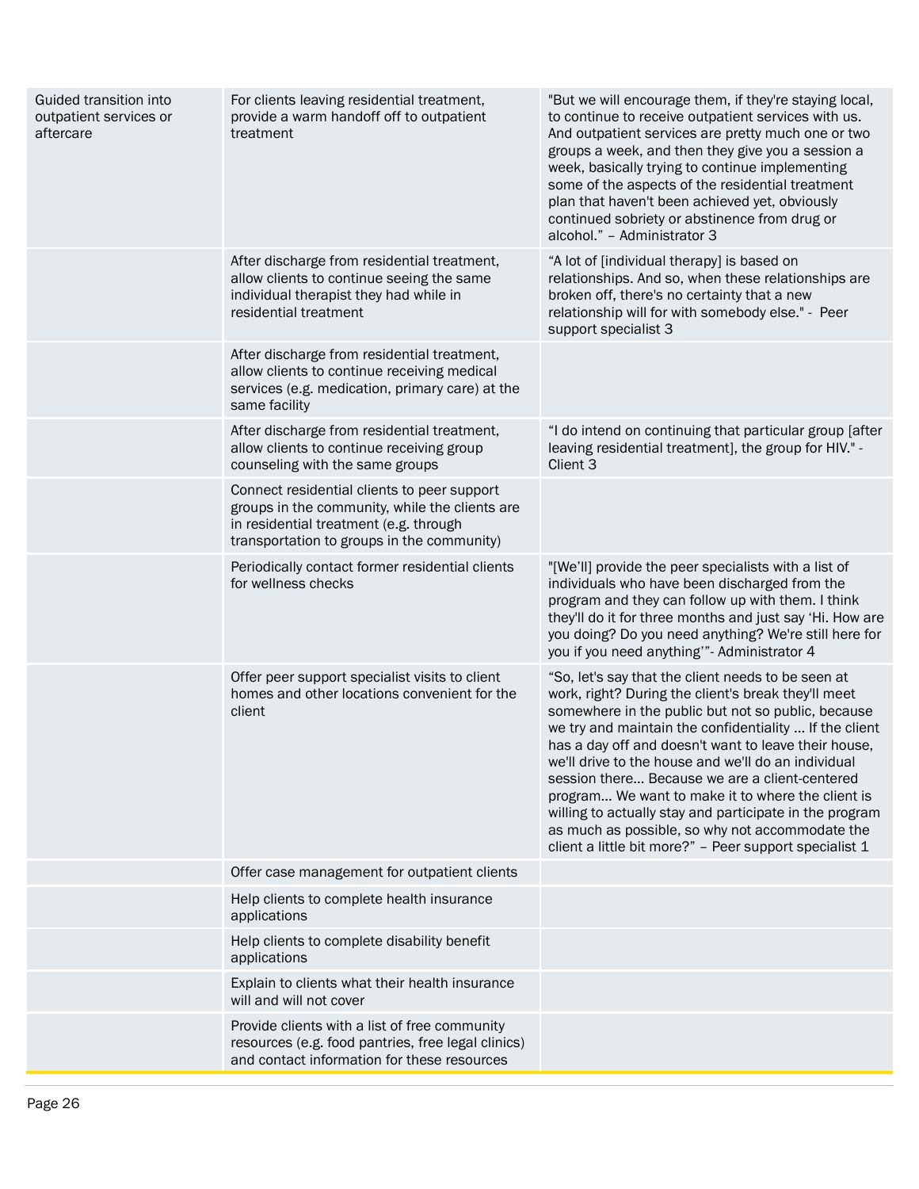| | | |
|---|---|---|
| Guided transition into outpatient services or aftercare | For clients leaving residential treatment, provide a warm handoff off to outpatient treatment | "But we will encourage them, if they're staying local, to continue to receive outpatient services with us. And outpatient services are pretty much one or two groups a week, and then they give you a session a week, basically trying to continue implementing some of the aspects of the residential treatment plan that haven't been achieved yet, obviously continued sobriety or abstinence from drug or alcohol." – Administrator 3 |
| | After discharge from residential treatment, allow clients to continue seeing the same individual therapist they had while in residential treatment | "A lot of [individual therapy] is based on relationships. And so, when these relationships are broken off, there's no certainty that a new relationship will for with somebody else." - Peer support specialist 3 |
| | After discharge from residential treatment, allow clients to continue receiving medical services (e.g. medication, primary care) at the same facility | |
| | After discharge from residential treatment, allow clients to continue receiving group counseling with the same groups | "I do intend on continuing that particular group [after leaving residential treatment], the group for HIV." - Client 3 |
| | Connect residential clients to peer support groups in the community, while the clients are in residential treatment (e.g. through transportation to groups in the community) | |
| | Periodically contact former residential clients for wellness checks | "[We'll] provide the peer specialists with a list of individuals who have been discharged from the program and they can follow up with them. I think they'll do it for three months and just say 'Hi. How are you doing? Do you need anything? We're still here for you if you need anything'"- Administrator 4 |
| | Offer peer support specialist visits to client homes and other locations convenient for the client | "So, let's say that the client needs to be seen at work, right? During the client's break they'll meet somewhere in the public but not so public, because we try and maintain the confidentiality ... If the client has a day off and doesn't want to leave their house, we'll drive to the house and we'll do an individual session there... Because we are a client-centered program... We want to make it to where the client is willing to actually stay and participate in the program as much as possible, so why not accommodate the client a little bit more?" – Peer support specialist 1 |
| | Offer case management for outpatient clients | |
| | Help clients to complete health insurance applications | |
| | Help clients to complete disability benefit applications | |
| | Explain to clients what their health insurance will and will not cover | |
| | Provide clients with a list of free community resources (e.g. food pantries, free legal clinics) and contact information for these resources | |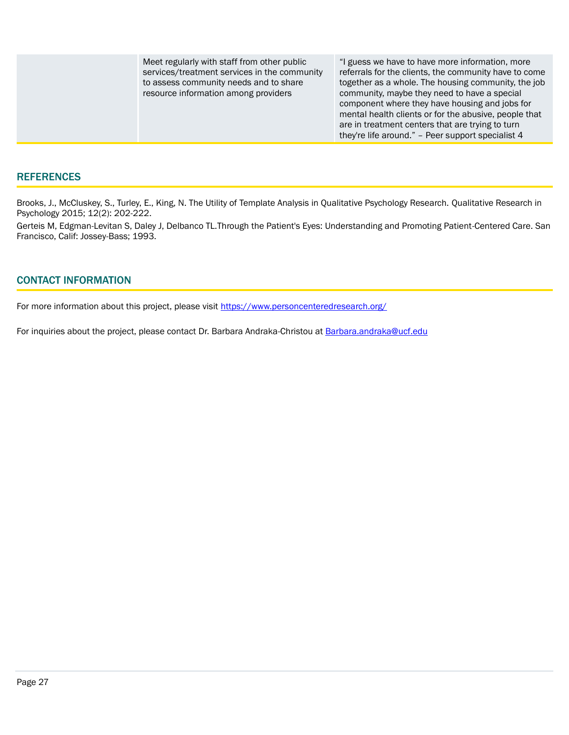| | | |
|---|---|---|
| | Meet regularly with staff from other public services/treatment services in the community to assess community needs and to share resource information among providers | "I guess we have to have more information, more referrals for the clients, the community have to come together as a whole. The housing community, the job community, maybe they need to have a special component where they have housing and jobs for mental health clients or for the abusive, people that are in treatment centers that are trying to turn they're life around." – Peer support specialist 4 |

## REFERENCES

Brooks, J., McCluskey, S., Turley, E., King, N. The Utility of Template Analysis in Qualitative Psychology Research. Qualitative Research in Psychology 2015; 12(2): 202-222.

Gerteis M, Edgman-Levitan S, Daley J, Delbanco TL.Through the Patient's Eyes: Understanding and Promoting Patient-Centered Care. San Francisco, Calif: Jossey-Bass; 1993.

## CONTACT INFORMATION

For more information about this project, please visit https://www.personcenteredresearch.org/

For inquiries about the project, please contact Dr. Barbara Andraka-Christou at Barbara.andraka@ucf.edu